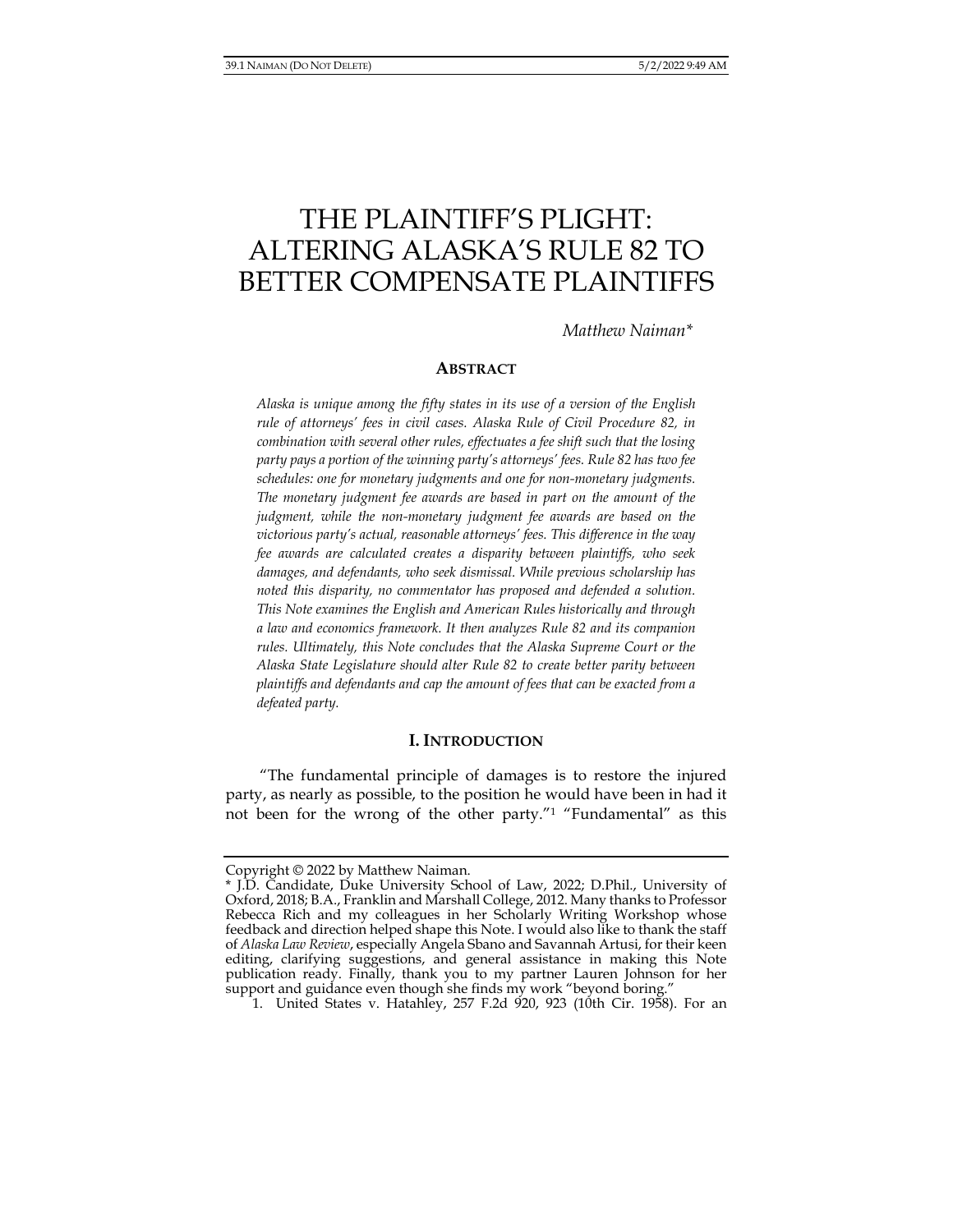# THE PLAINTIFF'S PLIGHT: ALTERING ALASKA'S RULE 82 TO BETTER COMPENSATE PLAINTIFFS

*Matthew Naiman\**

## ABSTRACT

*Alaska is unique among the fifty states in its use of a version of the English rule of attorneys' fees in civil cases. Alaska Rule of Civil Procedure 82, in combination with several other rules, effectuates a fee shift such that the losing party pays a portion of the winning party's attorneys' fees. Rule 82 has two fee schedules: one for monetary judgments and one for non-monetary judgments. The monetary judgment fee awards are based in part on the amount of the judgment, while the non-monetary judgment fee awards are based on the victorious party's actual, reasonable attorneys' fees. This difference in the way fee awards are calculated creates a disparity between plaintiffs, who seek damages, and defendants, who seek dismissal. While previous scholarship has noted this disparity, no commentator has proposed and defended a solution. This Note examines the English and American Rules historically and through a law and economics framework. It then analyzes Rule 82 and its companion rules. Ultimately, this Note concludes that the Alaska Supreme Court or the Alaska State Legislature should alter Rule 82 to create better parity between plaintiffs and defendants and cap the amount of fees that can be exacted from a defeated party.*

## I. INTRODUCTION

"The fundamental principle of damages is to restore the injured party, as nearly as possible, to the position he would have been in had it not been for the wrong of the other party."[1] "Fundamental" as this

---

Copyright © 2022 by Matthew Naiman.

\* J.D. Candidate, Duke University School of Law, 2022; D.Phil., University of Oxford, 2018; B.A., Franklin and Marshall College, 2012. Many thanks to Professor Rebecca Rich and my colleagues in her Scholarly Writing Workshop whose feedback and direction helped shape this Note. I would also like to thank the staff of *Alaska Law Review*, especially Angela Sbano and Savannah Artusi, for their keen editing, clarifying suggestions, and general assistance in making this Note publication ready. Finally, thank you to my partner Lauren Johnson for her support and guidance even though she finds my work "beyond boring."

1. United States v. Hatahley, 257 F.2d 920, 923 (10th Cir. 1958). For an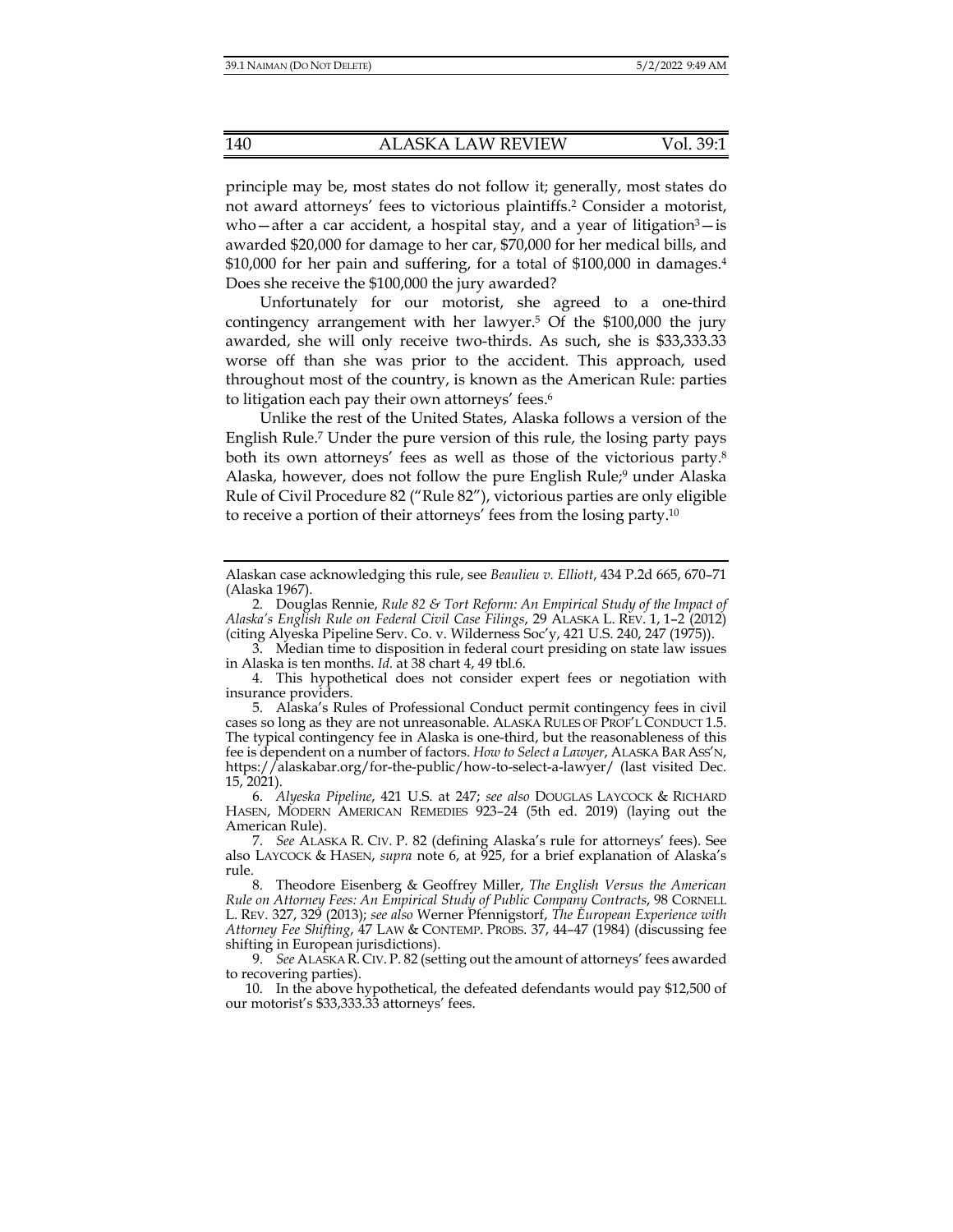principle may be, most states do not follow it; generally, most states do not award attorneys' fees to victorious plaintiffs.[2] Consider a motorist, who—after a car accident, a hospital stay, and a year of litigation[3]—is awarded $20,000 for damage to her car, $70,000 for her medical bills, and $10,000 for her pain and suffering, for a total of $100,000 in damages.[4] Does she receive the $100,000 the jury awarded?

Unfortunately for our motorist, she agreed to a one-third contingency arrangement with her lawyer.[5] Of the $100,000 the jury awarded, she will only receive two-thirds. As such, she is $33,333.33 worse off than she was prior to the accident. This approach, used throughout most of the country, is known as the American Rule: parties to litigation each pay their own attorneys' fees.[6]

Unlike the rest of the United States, Alaska follows a version of the English Rule.[7] Under the pure version of this rule, the losing party pays both its own attorneys' fees as well as those of the victorious party.[8] Alaska, however, does not follow the pure English Rule;[9] under Alaska Rule of Civil Procedure 82 ("Rule 82"), victorious parties are only eligible to receive a portion of their attorneys' fees from the losing party.[10]

---

Alaskan case acknowledging this rule, see *Beaulieu v. Elliott*, 434 P.2d 665, 670–71 (Alaska 1967).

2. Douglas Rennie, *Rule 82 & Tort Reform: An Empirical Study of the Impact of Alaska's English Rule on Federal Civil Case Filings*, 29 ALASKA L. REV. 1, 1–2 (2012) (citing Alyeska Pipeline Serv. Co. v. Wilderness Soc'y, 421 U.S. 240, 247 (1975)).

3. Median time to disposition in federal court presiding on state law issues in Alaska is ten months. *Id.* at 38 chart 4, 49 tbl.6.

4. This hypothetical does not consider expert fees or negotiation with insurance providers.

5. Alaska's Rules of Professional Conduct permit contingency fees in civil cases so long as they are not unreasonable. ALASKA RULES OF PROF'L CONDUCT 1.5. The typical contingency fee in Alaska is one-third, but the reasonableness of this fee is dependent on a number of factors. *How to Select a Lawyer*, ALASKA BAR ASS'N, https://alaskabar.org/for-the-public/how-to-select-a-lawyer/ (last visited Dec. 15, 2021).

6. *Alyeska Pipeline*, 421 U.S. at 247; *see also* DOUGLAS LAYCOCK & RICHARD HASEN, MODERN AMERICAN REMEDIES 923–24 (5th ed. 2019) (laying out the American Rule).

7. *See* ALASKA R. CIV. P. 82 (defining Alaska's rule for attorneys' fees). See also LAYCOCK & HASEN, *supra* note 6, at 925, for a brief explanation of Alaska's rule.

8. Theodore Eisenberg & Geoffrey Miller, *The English Versus the American Rule on Attorney Fees: An Empirical Study of Public Company Contracts*, 98 CORNELL L. REV. 327, 329 (2013); *see also* Werner Pfennigstorf, *The European Experience with Attorney Fee Shifting*, 47 LAW & CONTEMP. PROBS. 37, 44–47 (1984) (discussing fee shifting in European jurisdictions).

9. *See* ALASKA R. CIV. P. 82 (setting out the amount of attorneys' fees awarded to recovering parties).

10. In the above hypothetical, the defeated defendants would pay $12,500 of our motorist's $33,333.33 attorneys' fees.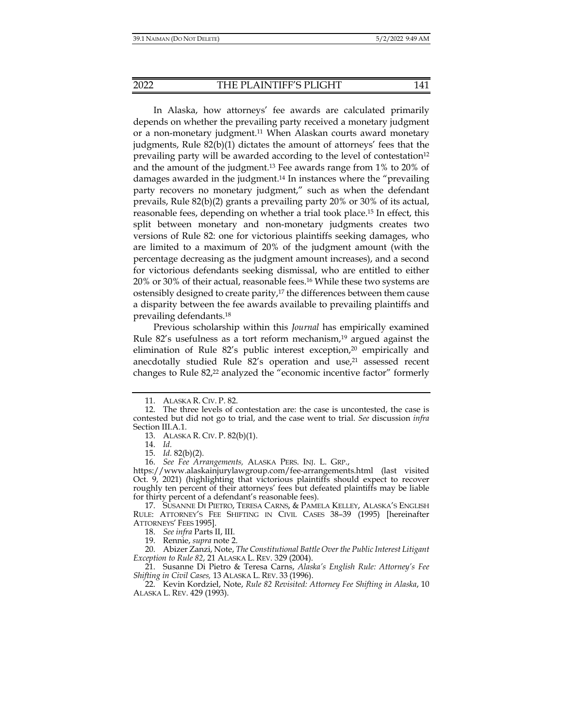In Alaska, how attorneys' fee awards are calculated primarily depends on whether the prevailing party received a monetary judgment or a non-monetary judgment.[11] When Alaskan courts award monetary judgments, Rule 82(b)(1) dictates the amount of attorneys' fees that the prevailing party will be awarded according to the level of contestation[12] and the amount of the judgment.[13] Fee awards range from 1% to 20% of damages awarded in the judgment.[14] In instances where the "prevailing party recovers no monetary judgment," such as when the defendant prevails, Rule 82(b)(2) grants a prevailing party 20% or 30% of its actual, reasonable fees, depending on whether a trial took place.[15] In effect, this split between monetary and non-monetary judgments creates two versions of Rule 82: one for victorious plaintiffs seeking damages, who are limited to a maximum of 20% of the judgment amount (with the percentage decreasing as the judgment amount increases), and a second for victorious defendants seeking dismissal, who are entitled to either 20% or 30% of their actual, reasonable fees.[16] While these two systems are ostensibly designed to create parity,[17] the differences between them cause a disparity between the fee awards available to prevailing plaintiffs and prevailing defendants.[18]

Previous scholarship within this *Journal* has empirically examined Rule 82's usefulness as a tort reform mechanism,[19] argued against the elimination of Rule 82's public interest exception,[20] empirically and anecdotally studied Rule 82's operation and use,[21] assessed recent changes to Rule 82,[22] analyzed the "economic incentive factor" formerly

---

11. ALASKA R. CIV. P. 82.

12. The three levels of contestation are: the case is uncontested, the case is contested but did not go to trial, and the case went to trial. *See* discussion *infra* Section III.A.1.

13. ALASKA R. CIV. P. 82(b)(1).

14. *Id.*

15. *Id.* 82(b)(2).

16. *See Fee Arrangements,* ALASKA PERS. INJ. L. GRP., https://www.alaskainjurylawgroup.com/fee-arrangements.html (last visited Oct. 9, 2021) (highlighting that victorious plaintiffs should expect to recover roughly ten percent of their attorneys' fees but defeated plaintiffs may be liable for thirty percent of a defendant's reasonable fees).

17. SUSANNE DI PIETRO, TERESA CARNS, & PAMELA KELLEY, ALASKA'S ENGLISH RULE: ATTORNEY'S FEE SHIFTING IN CIVIL CASES 38–39 (1995) [hereinafter ATTORNEYS' FEES 1995].

18. *See infra* Parts II, III.

19. Rennie, *supra* note 2.

20. Abizer Zanzi, Note, *The Constitutional Battle Over the Public Interest Litigant Exception to Rule 82*, 21 ALASKA L. REV. 329 (2004).

21. Susanne Di Pietro & Teresa Carns, *Alaska's English Rule: Attorney's Fee Shifting in Civil Cases,* 13 ALASKA L. REV. 33 (1996).

22. Kevin Kordziel, Note, *Rule 82 Revisited: Attorney Fee Shifting in Alaska*, 10 ALASKA L. REV. 429 (1993).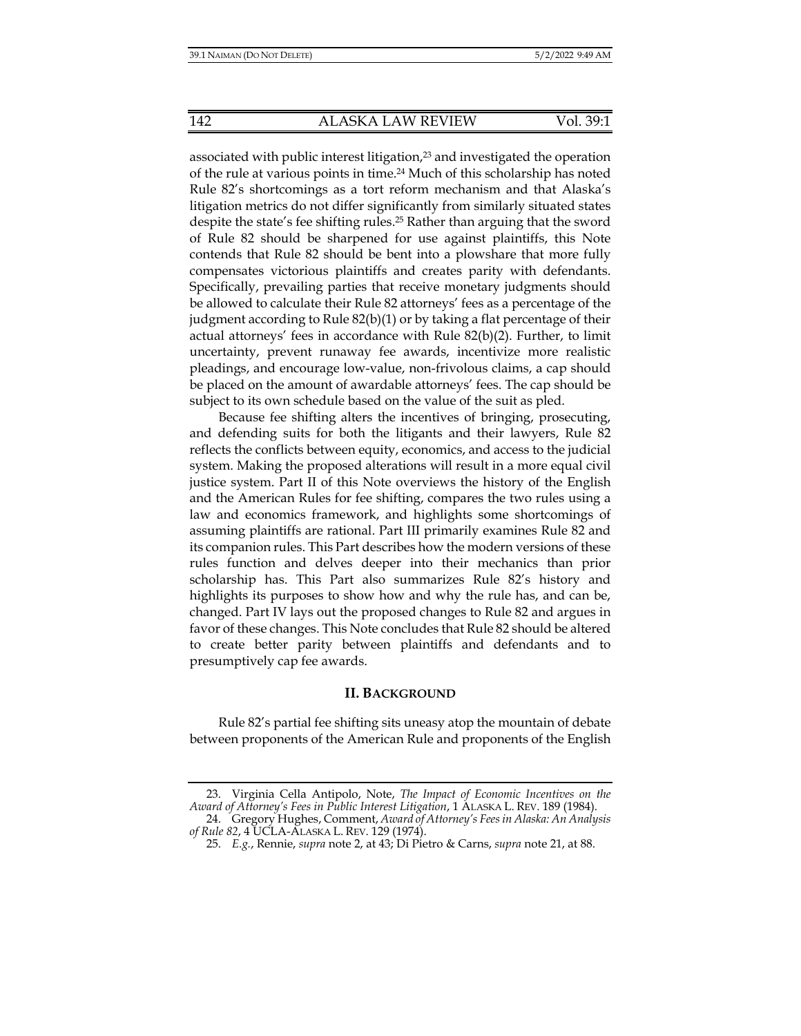associated with public interest litigation,[23] and investigated the operation of the rule at various points in time.[24] Much of this scholarship has noted Rule 82's shortcomings as a tort reform mechanism and that Alaska's litigation metrics do not differ significantly from similarly situated states despite the state's fee shifting rules.[25] Rather than arguing that the sword of Rule 82 should be sharpened for use against plaintiffs, this Note contends that Rule 82 should be bent into a plowshare that more fully compensates victorious plaintiffs and creates parity with defendants. Specifically, prevailing parties that receive monetary judgments should be allowed to calculate their Rule 82 attorneys' fees as a percentage of the judgment according to Rule 82(b)(1) or by taking a flat percentage of their actual attorneys' fees in accordance with Rule 82(b)(2). Further, to limit uncertainty, prevent runaway fee awards, incentivize more realistic pleadings, and encourage low-value, non-frivolous claims, a cap should be placed on the amount of awardable attorneys' fees. The cap should be subject to its own schedule based on the value of the suit as pled.

Because fee shifting alters the incentives of bringing, prosecuting, and defending suits for both the litigants and their lawyers, Rule 82 reflects the conflicts between equity, economics, and access to the judicial system. Making the proposed alterations will result in a more equal civil justice system. Part II of this Note overviews the history of the English and the American Rules for fee shifting, compares the two rules using a law and economics framework, and highlights some shortcomings of assuming plaintiffs are rational. Part III primarily examines Rule 82 and its companion rules. This Part describes how the modern versions of these rules function and delves deeper into their mechanics than prior scholarship has. This Part also summarizes Rule 82's history and highlights its purposes to show how and why the rule has, and can be, changed. Part IV lays out the proposed changes to Rule 82 and argues in favor of these changes. This Note concludes that Rule 82 should be altered to create better parity between plaintiffs and defendants and to presumptively cap fee awards.

## II. BACKGROUND

Rule 82's partial fee shifting sits uneasy atop the mountain of debate between proponents of the American Rule and proponents of the English

---

23. Virginia Cella Antipolo, Note, *The Impact of Economic Incentives on the Award of Attorney's Fees in Public Interest Litigation*, 1 ALASKA L. REV. 189 (1984).

24. Gregory Hughes, Comment, *Award of Attorney's Fees in Alaska: An Analysis of Rule 82*, 4 UCLA-ALASKA L. REV. 129 (1974).

25. *E.g.*, Rennie, *supra* note 2, at 43; Di Pietro & Carns, *supra* note 21, at 88.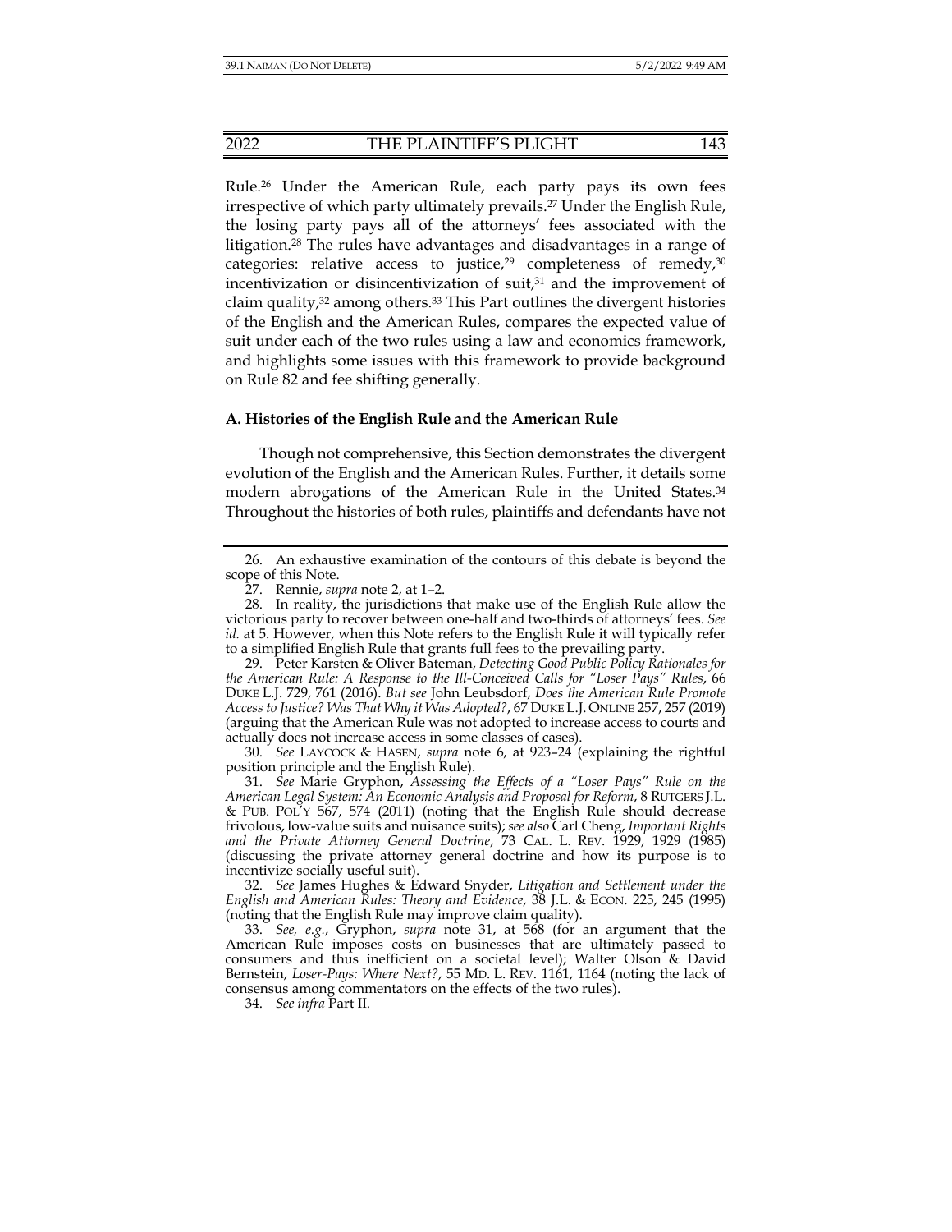Rule.[26] Under the American Rule, each party pays its own fees irrespective of which party ultimately prevails.[27] Under the English Rule, the losing party pays all of the attorneys' fees associated with the litigation.[28] The rules have advantages and disadvantages in a range of categories: relative access to justice,[29] completeness of remedy,[30] incentivization or disincentivization of suit,[31] and the improvement of claim quality,[32] among others.[33] This Part outlines the divergent histories of the English and the American Rules, compares the expected value of suit under each of the two rules using a law and economics framework, and highlights some issues with this framework to provide background on Rule 82 and fee shifting generally.

### A. Histories of the English Rule and the American Rule

Though not comprehensive, this Section demonstrates the divergent evolution of the English and the American Rules. Further, it details some modern abrogations of the American Rule in the United States.[34] Throughout the histories of both rules, plaintiffs and defendants have not

---

26. An exhaustive examination of the contours of this debate is beyond the scope of this Note.

27. Rennie, *supra* note 2, at 1–2.

28. In reality, the jurisdictions that make use of the English Rule allow the victorious party to recover between one-half and two-thirds of attorneys' fees. *See id.* at 5. However, when this Note refers to the English Rule it will typically refer to a simplified English Rule that grants full fees to the prevailing party.

29. Peter Karsten & Oliver Bateman, *Detecting Good Public Policy Rationales for the American Rule: A Response to the Ill-Conceived Calls for "Loser Pays" Rules*, 66 DUKE L.J. 729, 761 (2016). *But see* John Leubsdorf, *Does the American Rule Promote Access to Justice? Was That Why it Was Adopted?*, 67 DUKE L.J. ONLINE 257, 257 (2019) (arguing that the American Rule was not adopted to increase access to courts and actually does not increase access in some classes of cases).

30. *See* LAYCOCK & HASEN, *supra* note 6, at 923–24 (explaining the rightful position principle and the English Rule).

31. *See* Marie Gryphon, *Assessing the Effects of a "Loser Pays" Rule on the American Legal System: An Economic Analysis and Proposal for Reform*, 8 RUTGERS J.L. & PUB. POL'Y 567, 574 (2011) (noting that the English Rule should decrease frivolous, low-value suits and nuisance suits); *see also* Carl Cheng, *Important Rights and the Private Attorney General Doctrine*, 73 CAL. L. REV. 1929, 1929 (1985) (discussing the private attorney general doctrine and how its purpose is to incentivize socially useful suit).

32. *See* James Hughes & Edward Snyder, *Litigation and Settlement under the English and American Rules: Theory and Evidence*, 38 J.L. & ECON. 225, 245 (1995) (noting that the English Rule may improve claim quality).

33. *See, e.g.*, Gryphon, *supra* note 31, at 568 (for an argument that the American Rule imposes costs on businesses that are ultimately passed to consumers and thus inefficient on a societal level); Walter Olson & David Bernstein, *Loser-Pays: Where Next?*, 55 MD. L. REV. 1161, 1164 (noting the lack of consensus among commentators on the effects of the two rules).

34. *See infra* Part II.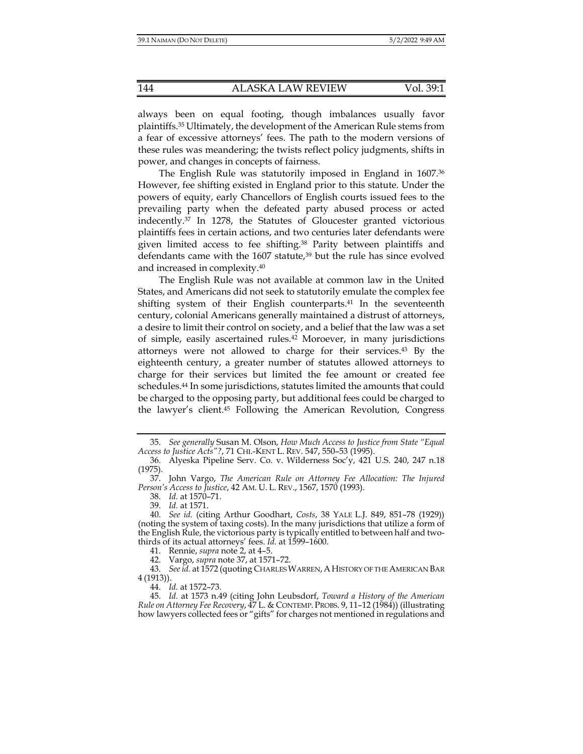always been on equal footing, though imbalances usually favor plaintiffs.[35] Ultimately, the development of the American Rule stems from a fear of excessive attorneys' fees. The path to the modern versions of these rules was meandering; the twists reflect policy judgments, shifts in power, and changes in concepts of fairness.

The English Rule was statutorily imposed in England in 1607.[36] However, fee shifting existed in England prior to this statute. Under the powers of equity, early Chancellors of English courts issued fees to the prevailing party when the defeated party abused process or acted indecently.[37] In 1278, the Statutes of Gloucester granted victorious plaintiffs fees in certain actions, and two centuries later defendants were given limited access to fee shifting.[38] Parity between plaintiffs and defendants came with the 1607 statute,[39] but the rule has since evolved and increased in complexity.[40]

The English Rule was not available at common law in the United States, and Americans did not seek to statutorily emulate the complex fee shifting system of their English counterparts.[41] In the seventeenth century, colonial Americans generally maintained a distrust of attorneys, a desire to limit their control on society, and a belief that the law was a set of simple, easily ascertained rules.[42] Moroever, in many jurisdictions attorneys were not allowed to charge for their services.[43] By the eighteenth century, a greater number of statutes allowed attorneys to charge for their services but limited the fee amount or created fee schedules.[44] In some jurisdictions, statutes limited the amounts that could be charged to the opposing party, but additional fees could be charged to the lawyer's client.[45] Following the American Revolution, Congress

---

35. *See generally* Susan M. Olson, *How Much Access to Justice from State "Equal Access to Justice Acts"?*, 71 CHI.-KENT L. REV. 547, 550–53 (1995).

36. Alyeska Pipeline Serv. Co. v. Wilderness Soc'y, 421 U.S. 240, 247 n.18 (1975).

37. John Vargo, *The American Rule on Attorney Fee Allocation: The Injured Person's Access to Justice*, 42 AM. U. L. REV., 1567, 1570 (1993).

38. *Id.* at 1570–71.

39. *Id.* at 1571.

40. *See id.* (citing Arthur Goodhart, *Costs*, 38 YALE L.J. 849, 851–78 (1929)) (noting the system of taxing costs). In the many jurisdictions that utilize a form of the English Rule, the victorious party is typically entitled to between half and two-thirds of its actual attorneys' fees. *Id.* at 1599–1600.

41. Rennie, *supra* note 2, at 4–5.

42. Vargo, *supra* note 37, at 1571–72.

43. *See id.* at 1572 (quoting CHARLES WARREN, A HISTORY OF THE AMERICAN BAR 4 (1913)).

44. *Id.* at 1572–73.

45. *Id.* at 1573 n.49 (citing John Leubsdorf, *Toward a History of the American Rule on Attorney Fee Recovery*, 47 L. & CONTEMP. PROBS. 9, 11–12 (1984)) (illustrating how lawyers collected fees or "gifts" for charges not mentioned in regulations and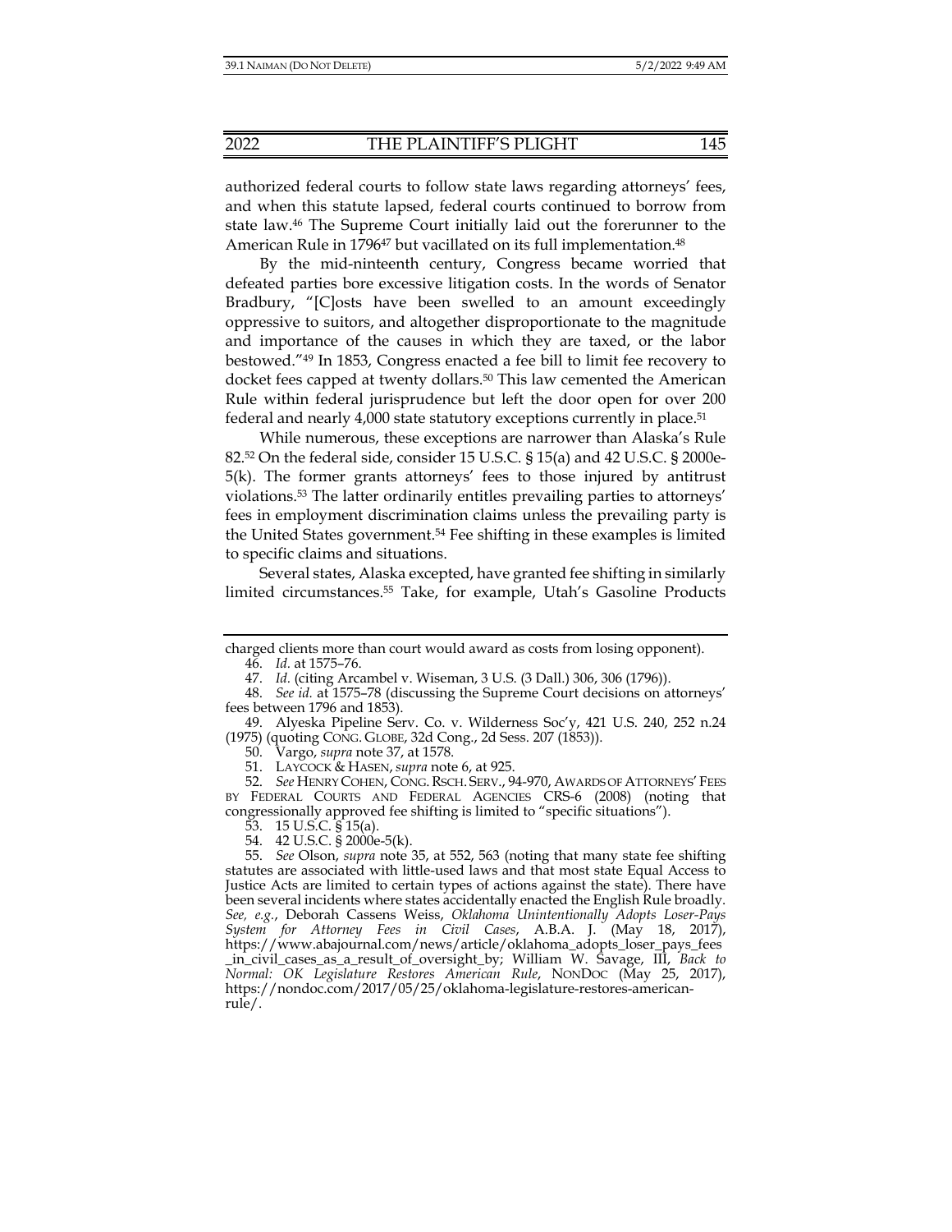authorized federal courts to follow state laws regarding attorneys' fees, and when this statute lapsed, federal courts continued to borrow from state law.[46] The Supreme Court initially laid out the forerunner to the American Rule in 1796[47] but vacillated on its full implementation.[48]

By the mid-nineteenth century, Congress became worried that defeated parties bore excessive litigation costs. In the words of Senator Bradbury, "[C]osts have been swelled to an amount exceedingly oppressive to suitors, and altogether disproportionate to the magnitude and importance of the causes in which they are taxed, or the labor bestowed."[49] In 1853, Congress enacted a fee bill to limit fee recovery to docket fees capped at twenty dollars.[50] This law cemented the American Rule within federal jurisprudence but left the door open for over 200 federal and nearly 4,000 state statutory exceptions currently in place.[51]

While numerous, these exceptions are narrower than Alaska's Rule 82.[52] On the federal side, consider 15 U.S.C. § 15(a) and 42 U.S.C. § 2000e-5(k). The former grants attorneys' fees to those injured by antitrust violations.[53] The latter ordinarily entitles prevailing parties to attorneys' fees in employment discrimination claims unless the prevailing party is the United States government.[54] Fee shifting in these examples is limited to specific claims and situations.

Several states, Alaska excepted, have granted fee shifting in similarly limited circumstances.[55] Take, for example, Utah's Gasoline Products

---

charged clients more than court would award as costs from losing opponent).

46. *Id.* at 1575–76.

47. *Id.* (citing Arcambel v. Wiseman, 3 U.S. (3 Dall.) 306, 306 (1796)).

48. *See id.* at 1575–78 (discussing the Supreme Court decisions on attorneys' fees between 1796 and 1853).

49. Alyeska Pipeline Serv. Co. v. Wilderness Soc'y, 421 U.S. 240, 252 n.24 (1975) (quoting CONG. GLOBE, 32d Cong., 2d Sess. 207 (1853)).

50. Vargo, *supra* note 37, at 1578.

51. LAYCOCK & HASEN, *supra* note 6, at 925.

52. *See* HENRY COHEN, CONG. RSCH. SERV., 94-970, AWARDS OF ATTORNEYS' FEES BY FEDERAL COURTS AND FEDERAL AGENCIES CRS-6 (2008) (noting that congressionally approved fee shifting is limited to "specific situations").

53. 15 U.S.C. § 15(a).

54. 42 U.S.C. § 2000e-5(k).

55. *See* Olson, *supra* note 35, at 552, 563 (noting that many state fee shifting statutes are associated with little-used laws and that most state Equal Access to Justice Acts are limited to certain types of actions against the state). There have been several incidents where states accidentally enacted the English Rule broadly. *See, e.g.*, Deborah Cassens Weiss, *Oklahoma Unintentionally Adopts Loser-Pays System for Attorney Fees in Civil Cases*, A.B.A. J. (May 18, 2017), https://www.abajournal.com/news/article/oklahoma_adopts_loser_pays_fees_in_civil_cases_as_a_result_of_oversight_by; William W. Savage, III, *Back to Normal: OK Legislature Restores American Rule*, NONDOC (May 25, 2017), https://nondoc.com/2017/05/25/oklahoma-legislature-restores-american-rule/.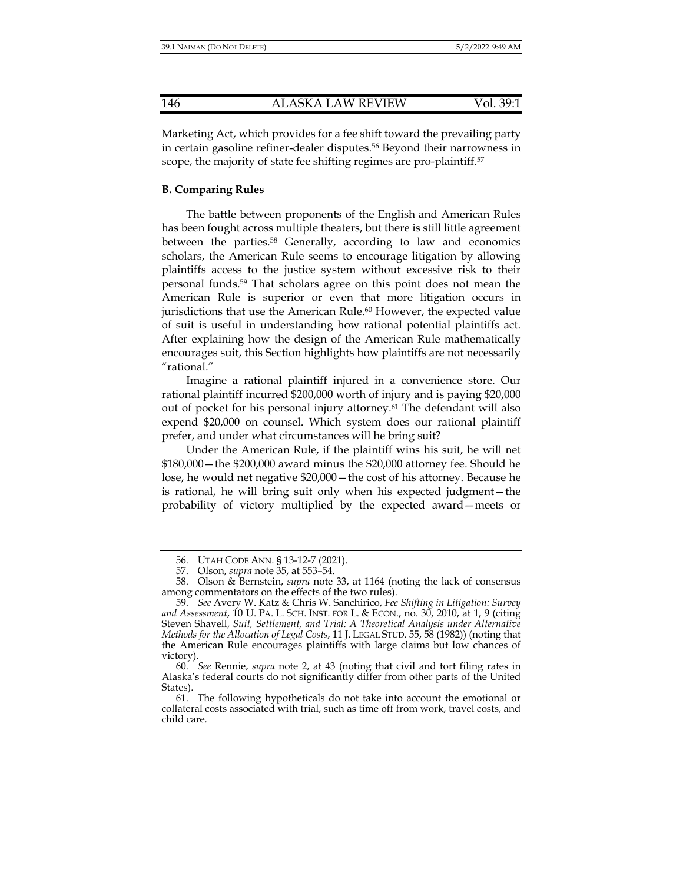Marketing Act, which provides for a fee shift toward the prevailing party in certain gasoline refiner-dealer disputes.[56] Beyond their narrowness in scope, the majority of state fee shifting regimes are pro-plaintiff.[57]

### B. Comparing Rules

The battle between proponents of the English and American Rules has been fought across multiple theaters, but there is still little agreement between the parties.[58] Generally, according to law and economics scholars, the American Rule seems to encourage litigation by allowing plaintiffs access to the justice system without excessive risk to their personal funds.[59] That scholars agree on this point does not mean the American Rule is superior or even that more litigation occurs in jurisdictions that use the American Rule.[60] However, the expected value of suit is useful in understanding how rational potential plaintiffs act. After explaining how the design of the American Rule mathematically encourages suit, this Section highlights how plaintiffs are not necessarily "rational."

Imagine a rational plaintiff injured in a convenience store. Our rational plaintiff incurred $200,000 worth of injury and is paying $20,000 out of pocket for his personal injury attorney.[61] The defendant will also expend $20,000 on counsel. Which system does our rational plaintiff prefer, and under what circumstances will he bring suit?

Under the American Rule, if the plaintiff wins his suit, he will net $180,000—the $200,000 award minus the $20,000 attorney fee. Should he lose, he would net negative $20,000—the cost of his attorney. Because he is rational, he will bring suit only when his expected judgment—the probability of victory multiplied by the expected award—meets or

---

56. UTAH CODE ANN. § 13-12-7 (2021).

57. Olson, *supra* note 35, at 553–54.

58. Olson & Bernstein, *supra* note 33, at 1164 (noting the lack of consensus among commentators on the effects of the two rules).

59. *See* Avery W. Katz & Chris W. Sanchirico, *Fee Shifting in Litigation: Survey and Assessment*, 10 U. PA. L. SCH. INST. FOR L. & ECON., no. 30, 2010, at 1, 9 (citing Steven Shavell, *Suit, Settlement, and Trial: A Theoretical Analysis under Alternative Methods for the Allocation of Legal Costs*, 11 J. LEGAL STUD. 55, 58 (1982)) (noting that the American Rule encourages plaintiffs with large claims but low chances of victory).

60. *See* Rennie, *supra* note 2, at 43 (noting that civil and tort filing rates in Alaska's federal courts do not significantly differ from other parts of the United States).

61. The following hypotheticals do not take into account the emotional or collateral costs associated with trial, such as time off from work, travel costs, and child care.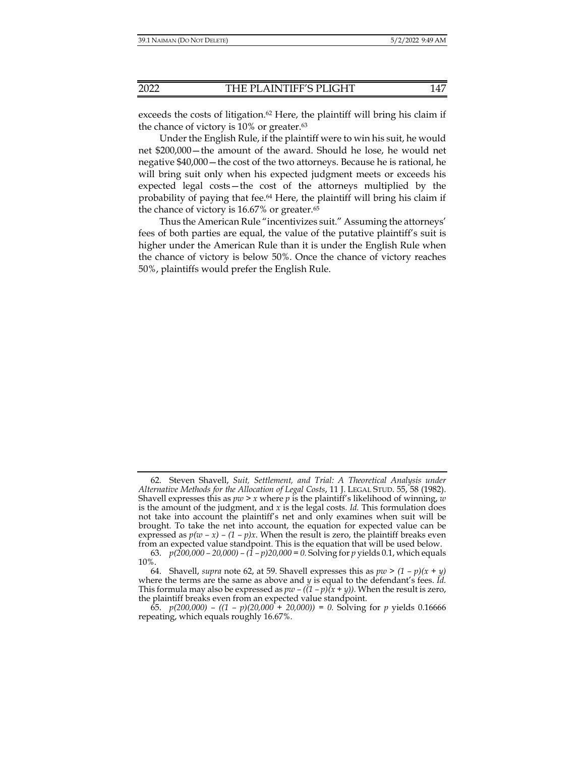exceeds the costs of litigation.[62] Here, the plaintiff will bring his claim if the chance of victory is 10% or greater.[63]

Under the English Rule, if the plaintiff were to win his suit, he would net $200,000—the amount of the award. Should he lose, he would net negative $40,000—the cost of the two attorneys. Because he is rational, he will bring suit only when his expected judgment meets or exceeds his expected legal costs—the cost of the attorneys multiplied by the probability of paying that fee.[64] Here, the plaintiff will bring his claim if the chance of victory is 16.67% or greater.[65]

Thus the American Rule "incentivizes suit." Assuming the attorneys' fees of both parties are equal, the value of the putative plaintiff's suit is higher under the American Rule than it is under the English Rule when the chance of victory is below 50%. Once the chance of victory reaches 50%, plaintiffs would prefer the English Rule.

---

62. Steven Shavell, *Suit, Settlement, and Trial: A Theoretical Analysis under Alternative Methods for the Allocation of Legal Costs*, 11 J. LEGAL STUD. 55, 58 (1982). Shavell expresses this as $pw > x$ where $p$ is the plaintiff's likelihood of winning, $w$ is the amount of the judgment, and $x$ is the legal costs. *Id.* This formulation does not take into account the plaintiff's net and only examines when suit will be brought. To take the net into account, the equation for expected value can be expressed as $p(w - x) - (1 - p)x$. When the result is zero, the plaintiff breaks even from an expected value standpoint. This is the equation that will be used below.

63. $p(200{,}000 - 20{,}000) - (1 - p)20{,}000 = 0$. Solving for $p$ yields 0.1, which equals 10%.

64. Shavell, *supra* note 62, at 59. Shavell expresses this as $pw > (1 - p)(x + y)$ where the terms are the same as above and $y$ is equal to the defendant's fees. *Id.* This formula may also be expressed as $pw - ((1 - p)(x + y))$. When the result is zero, the plaintiff breaks even from an expected value standpoint.

65. $p(200{,}000) - ((1 - p)(20{,}000 + 20{,}000)) = 0$. Solving for $p$ yields 0.16666 repeating, which equals roughly 16.67%.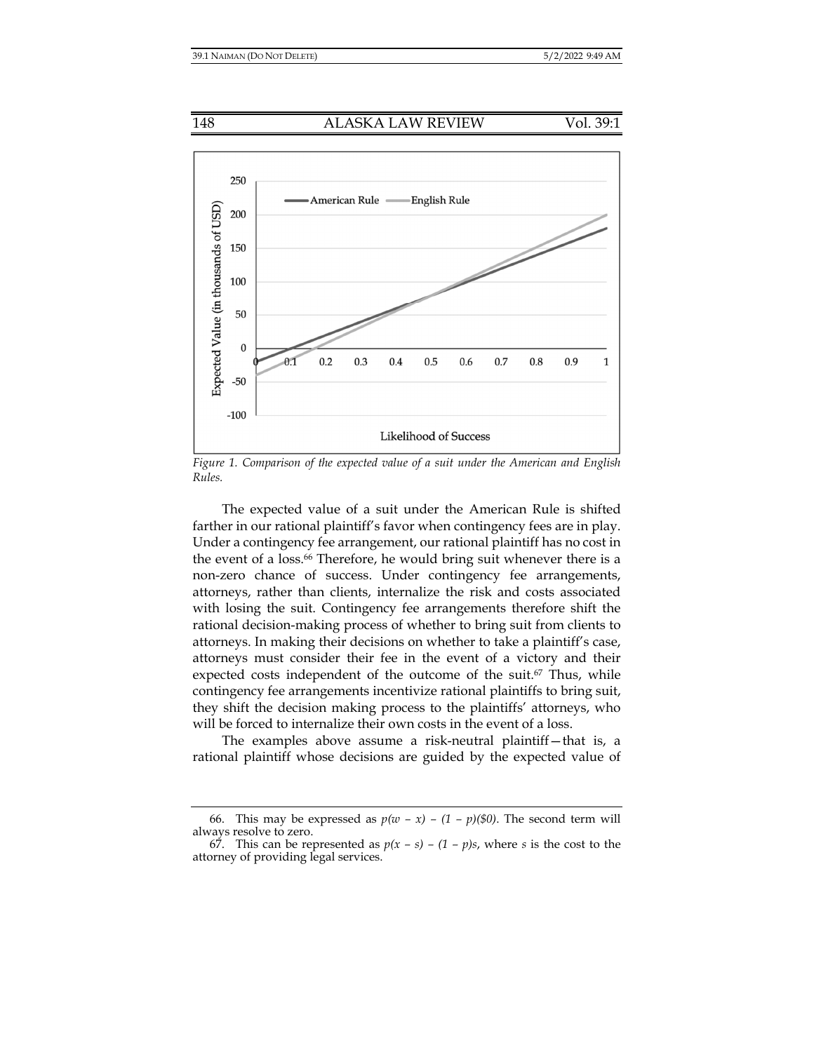Figure 1. Comparison of the expected value of a suit under the American and English Rules.

The expected value of a suit under the American Rule is shifted farther in our rational plaintiff's favor when contingency fees are in play. Under a contingency fee arrangement, our rational plaintiff has no cost in the event of a loss.[66] Therefore, he would bring suit whenever there is a non-zero chance of success. Under contingency fee arrangements, attorneys, rather than clients, internalize the risk and costs associated with losing the suit. Contingency fee arrangements therefore shift the rational decision-making process of whether to bring suit from clients to attorneys. In making their decisions on whether to take a plaintiff's case, attorneys must consider their fee in the event of a victory and their expected costs independent of the outcome of the suit.[67] Thus, while contingency fee arrangements incentivize rational plaintiffs to bring suit, they shift the decision making process to the plaintiffs' attorneys, who will be forced to internalize their own costs in the event of a loss.

The examples above assume a risk-neutral plaintiff—that is, a rational plaintiff whose decisions are guided by the expected value of

---

66. This may be expressed as $p(w - x) - (1 - p)(\$0)$. The second term will always resolve to zero.

67. This can be represented as $p(x - s) - (1 - p)s$, where $s$ is the cost to the attorney of providing legal services.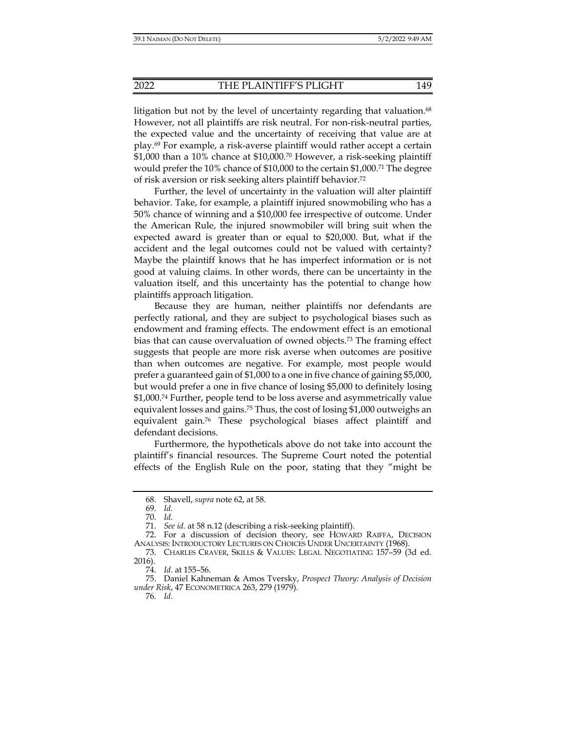litigation but not by the level of uncertainty regarding that valuation.[68] However, not all plaintiffs are risk neutral. For non-risk-neutral parties, the expected value and the uncertainty of receiving that value are at play.[69] For example, a risk-averse plaintiff would rather accept a certain $1,000 than a 10% chance at $10,000.[70] However, a risk-seeking plaintiff would prefer the 10% chance of $10,000 to the certain $1,000.[71] The degree of risk aversion or risk seeking alters plaintiff behavior.[72]

Further, the level of uncertainty in the valuation will alter plaintiff behavior. Take, for example, a plaintiff injured snowmobiling who has a 50% chance of winning and a $10,000 fee irrespective of outcome. Under the American Rule, the injured snowmobiler will bring suit when the expected award is greater than or equal to $20,000. But, what if the accident and the legal outcomes could not be valued with certainty? Maybe the plaintiff knows that he has imperfect information or is not good at valuing claims. In other words, there can be uncertainty in the valuation itself, and this uncertainty has the potential to change how plaintiffs approach litigation.

Because they are human, neither plaintiffs nor defendants are perfectly rational, and they are subject to psychological biases such as endowment and framing effects. The endowment effect is an emotional bias that can cause overvaluation of owned objects.[73] The framing effect suggests that people are more risk averse when outcomes are positive than when outcomes are negative. For example, most people would prefer a guaranteed gain of $1,000 to a one in five chance of gaining $5,000, but would prefer a one in five chance of losing $5,000 to definitely losing $1,000.[74] Further, people tend to be loss averse and asymmetrically value equivalent losses and gains.[75] Thus, the cost of losing $1,000 outweighs an equivalent gain.[76] These psychological biases affect plaintiff and defendant decisions.

Furthermore, the hypotheticals above do not take into account the plaintiff's financial resources. The Supreme Court noted the potential effects of the English Rule on the poor, stating that they "might be

---

68. Shavell, *supra* note 62, at 58.

69. *Id.*

70. *Id.*

71. *See id.* at 58 n.12 (describing a risk-seeking plaintiff).

72. For a discussion of decision theory, see HOWARD RAIFFA, DECISION ANALYSIS: INTRODUCTORY LECTURES ON CHOICES UNDER UNCERTAINTY (1968).

73. CHARLES CRAVER, SKILLS & VALUES: LEGAL NEGOTIATING 157–59 (3d ed. 2016).

74. *Id.* at 155–56.

75. Daniel Kahneman & Amos Tversky, *Prospect Theory: Analysis of Decision under Risk*, 47 ECONOMETRICA 263, 279 (1979).

76. *Id.*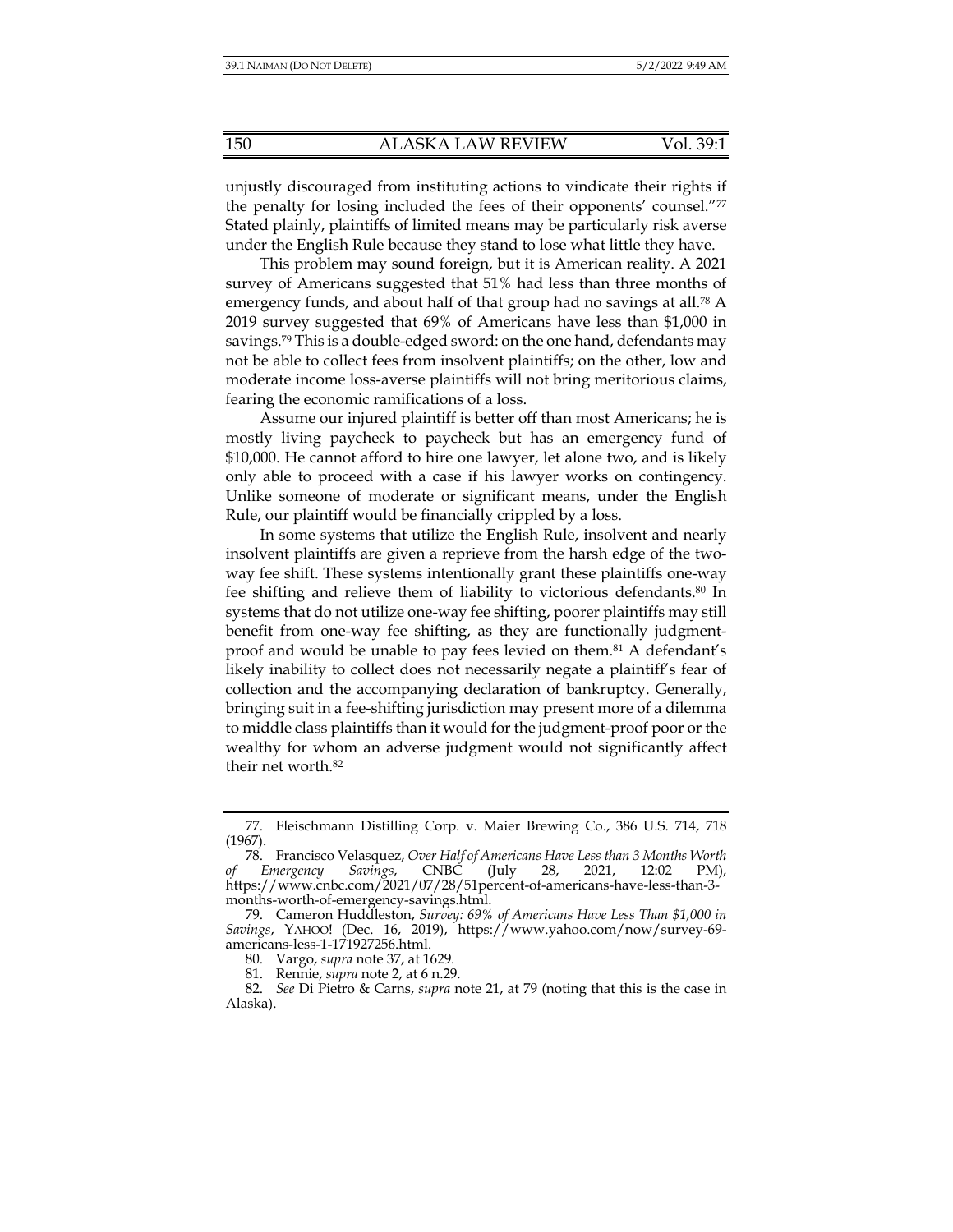unjustly discouraged from instituting actions to vindicate their rights if the penalty for losing included the fees of their opponents' counsel."[77] Stated plainly, plaintiffs of limited means may be particularly risk averse under the English Rule because they stand to lose what little they have.

This problem may sound foreign, but it is American reality. A 2021 survey of Americans suggested that 51% had less than three months of emergency funds, and about half of that group had no savings at all.[78] A 2019 survey suggested that 69% of Americans have less than $1,000 in savings.[79] This is a double-edged sword: on the one hand, defendants may not be able to collect fees from insolvent plaintiffs; on the other, low and moderate income loss-averse plaintiffs will not bring meritorious claims, fearing the economic ramifications of a loss.

Assume our injured plaintiff is better off than most Americans; he is mostly living paycheck to paycheck but has an emergency fund of $10,000. He cannot afford to hire one lawyer, let alone two, and is likely only able to proceed with a case if his lawyer works on contingency. Unlike someone of moderate or significant means, under the English Rule, our plaintiff would be financially crippled by a loss.

In some systems that utilize the English Rule, insolvent and nearly insolvent plaintiffs are given a reprieve from the harsh edge of the two-way fee shift. These systems intentionally grant these plaintiffs one-way fee shifting and relieve them of liability to victorious defendants.[80] In systems that do not utilize one-way fee shifting, poorer plaintiffs may still benefit from one-way fee shifting, as they are functionally judgment-proof and would be unable to pay fees levied on them.[81] A defendant's likely inability to collect does not necessarily negate a plaintiff's fear of collection and the accompanying declaration of bankruptcy. Generally, bringing suit in a fee-shifting jurisdiction may present more of a dilemma to middle class plaintiffs than it would for the judgment-proof poor or the wealthy for whom an adverse judgment would not significantly affect their net worth.[82]

---

77. Fleischmann Distilling Corp. v. Maier Brewing Co., 386 U.S. 714, 718 (1967).

78. Francisco Velasquez, *Over Half of Americans Have Less than 3 Months Worth of Emergency Savings*, CNBC (July 28, 2021, 12:02 PM), https://www.cnbc.com/2021/07/28/51percent-of-americans-have-less-than-3-months-worth-of-emergency-savings.html.

79. Cameron Huddleston, *Survey: 69% of Americans Have Less Than $1,000 in Savings*, YAHOO! (Dec. 16, 2019), https://www.yahoo.com/now/survey-69-americans-less-1-171927256.html.

80. Vargo, *supra* note 37, at 1629.

81. Rennie, *supra* note 2, at 6 n.29.

82. *See* Di Pietro & Carns, *supra* note 21, at 79 (noting that this is the case in Alaska).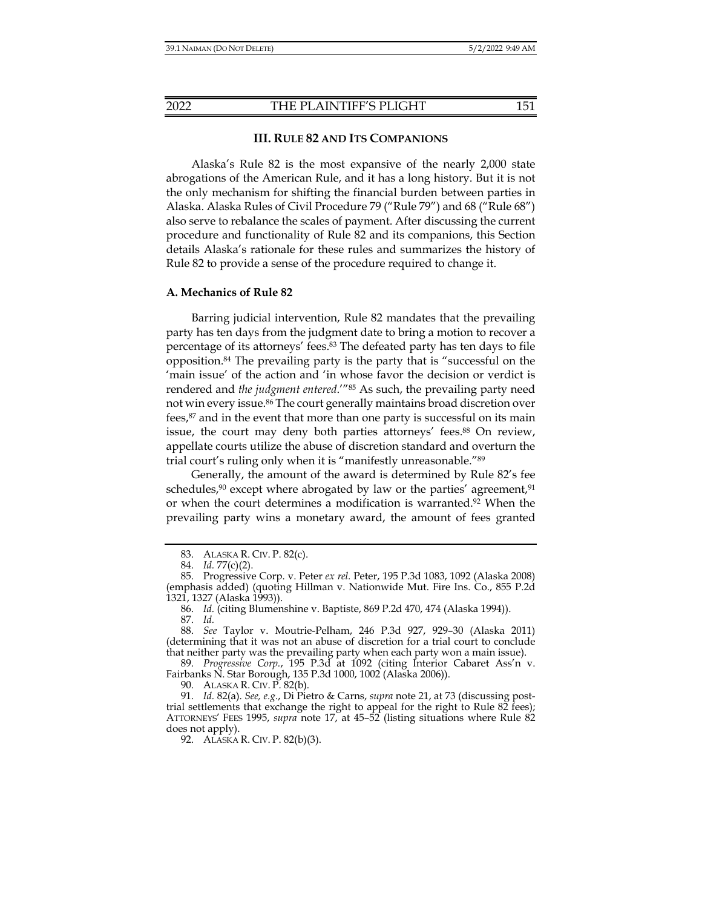## III. RULE 82 AND ITS COMPANIONS

Alaska's Rule 82 is the most expansive of the nearly 2,000 state abrogations of the American Rule, and it has a long history. But it is not the only mechanism for shifting the financial burden between parties in Alaska. Alaska Rules of Civil Procedure 79 ("Rule 79") and 68 ("Rule 68") also serve to rebalance the scales of payment. After discussing the current procedure and functionality of Rule 82 and its companions, this Section details Alaska's rationale for these rules and summarizes the history of Rule 82 to provide a sense of the procedure required to change it.

### A. Mechanics of Rule 82

Barring judicial intervention, Rule 82 mandates that the prevailing party has ten days from the judgment date to bring a motion to recover a percentage of its attorneys' fees.[83] The defeated party has ten days to file opposition.[84] The prevailing party is the party that is "successful on the 'main issue' of the action and 'in whose favor the decision or verdict is rendered and *the judgment entered*.'"[85] As such, the prevailing party need not win every issue.[86] The court generally maintains broad discretion over fees,[87] and in the event that more than one party is successful on its main issue, the court may deny both parties attorneys' fees.[88] On review, appellate courts utilize the abuse of discretion standard and overturn the trial court's ruling only when it is "manifestly unreasonable."[89]

Generally, the amount of the award is determined by Rule 82's fee schedules,[90] except where abrogated by law or the parties' agreement,[91] or when the court determines a modification is warranted.[92] When the prevailing party wins a monetary award, the amount of fees granted

---

83. ALASKA R. CIV. P. 82(c).

84. *Id.* 77(c)(2).

85. Progressive Corp. v. Peter *ex rel.* Peter, 195 P.3d 1083, 1092 (Alaska 2008) (emphasis added) (quoting Hillman v. Nationwide Mut. Fire Ins. Co., 855 P.2d 1321, 1327 (Alaska 1993)).

86. *Id.* (citing Blumenshine v. Baptiste, 869 P.2d 470, 474 (Alaska 1994)).

87. *Id.*

88. *See* Taylor v. Moutrie-Pelham, 246 P.3d 927, 929–30 (Alaska 2011) (determining that it was not an abuse of discretion for a trial court to conclude that neither party was the prevailing party when each party won a main issue).

89. *Progressive Corp.*, 195 P.3d at 1092 (citing Interior Cabaret Ass'n v. Fairbanks N. Star Borough, 135 P.3d 1000, 1002 (Alaska 2006)).

90. ALASKA R. CIV. P. 82(b).

91. *Id.* 82(a). *See, e.g.*, Di Pietro & Carns, *supra* note 21, at 73 (discussing post-trial settlements that exchange the right to appeal for the right to Rule 82 fees); ATTORNEYS' FEES 1995, *supra* note 17, at 45–52 (listing situations where Rule 82 does not apply).

92. ALASKA R. CIV. P. 82(b)(3).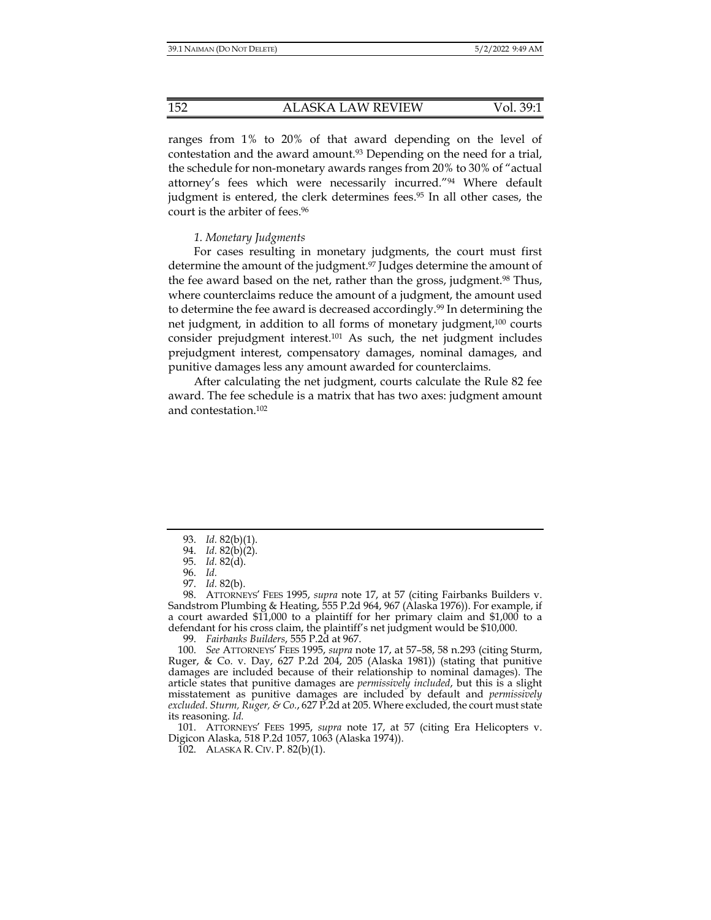ranges from 1% to 20% of that award depending on the level of contestation and the award amount.[93] Depending on the need for a trial, the schedule for non-monetary awards ranges from 20% to 30% of "actual attorney's fees which were necessarily incurred."[94] Where default judgment is entered, the clerk determines fees.[95] In all other cases, the court is the arbiter of fees.[96]

*1. Monetary Judgments*

For cases resulting in monetary judgments, the court must first determine the amount of the judgment.[97] Judges determine the amount of the fee award based on the net, rather than the gross, judgment.[98] Thus, where counterclaims reduce the amount of a judgment, the amount used to determine the fee award is decreased accordingly.[99] In determining the net judgment, in addition to all forms of monetary judgment,[100] courts consider prejudgment interest.[101] As such, the net judgment includes prejudgment interest, compensatory damages, nominal damages, and punitive damages less any amount awarded for counterclaims.

After calculating the net judgment, courts calculate the Rule 82 fee award. The fee schedule is a matrix that has two axes: judgment amount and contestation.[102]

---

93. *Id.* 82(b)(1).

94. *Id.* 82(b)(2).

95. *Id.* 82(d).

96. *Id.*

97. *Id.* 82(b).

98. ATTORNEYS' FEES 1995, *supra* note 17, at 57 (citing Fairbanks Builders v. Sandstrom Plumbing & Heating, 555 P.2d 964, 967 (Alaska 1976)). For example, if a court awarded $11,000 to a plaintiff for her primary claim and $1,000 to a defendant for his cross claim, the plaintiff's net judgment would be $10,000.

99. *Fairbanks Builders*, 555 P.2d at 967.

100. *See* ATTORNEYS' FEES 1995, *supra* note 17, at 57–58, 58 n.293 (citing Sturm, Ruger, & Co. v. Day, 627 P.2d 204, 205 (Alaska 1981)) (stating that punitive damages are included because of their relationship to nominal damages). The article states that punitive damages are *permissively included*, but this is a slight misstatement as punitive damages are included by default and *permissively excluded*. *Sturm, Ruger, & Co.*, 627 P.2d at 205. Where excluded, the court must state its reasoning. *Id.*

101. ATTORNEYS' FEES 1995, *supra* note 17, at 57 (citing Era Helicopters v. Digicon Alaska, 518 P.2d 1057, 1063 (Alaska 1974)).

102. ALASKA R. CIV. P. 82(b)(1).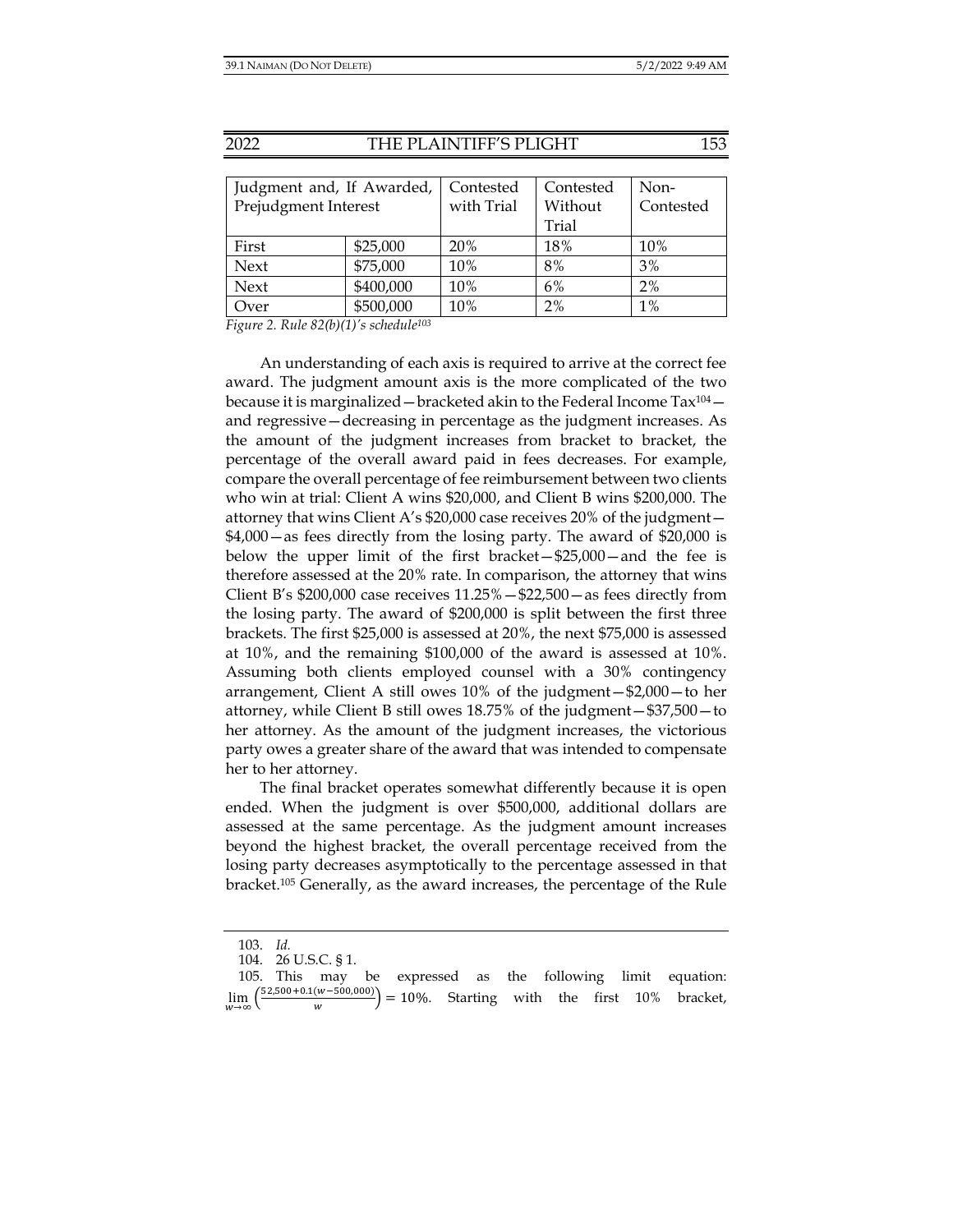| Judgment and, If Awarded, Prejudgment Interest | | Contested with Trial | Contested Without Trial | Non-Contested |
|---|---|---|---|---|
| First | \$25,000 | 20% | 18% | 10% |
| Next | \$75,000 | 10% | 8% | 3% |
| Next | \$400,000 | 10% | 6% | 2% |
| Over | \$500,000 | 10% | 2% | 1% |

*Figure 2. Rule 82(b)(1)'s schedule*[103]

An understanding of each axis is required to arrive at the correct fee award. The judgment amount axis is the more complicated of the two because it is marginalized—bracketed akin to the Federal Income Tax[104]—and regressive—decreasing in percentage as the judgment increases. As the amount of the judgment increases from bracket to bracket, the percentage of the overall award paid in fees decreases. For example, compare the overall percentage of fee reimbursement between two clients who win at trial: Client A wins \$20,000, and Client B wins \$200,000. The attorney that wins Client A's \$20,000 case receives 20% of the judgment—\$4,000—as fees directly from the losing party. The award of \$20,000 is below the upper limit of the first bracket—\$25,000—and the fee is therefore assessed at the 20% rate. In comparison, the attorney that wins Client B's \$200,000 case receives 11.25%—\$22,500—as fees directly from the losing party. The award of \$200,000 is split between the first three brackets. The first \$25,000 is assessed at 20%, the next \$75,000 is assessed at 10%, and the remaining \$100,000 of the award is assessed at 10%. Assuming both clients employed counsel with a 30% contingency arrangement, Client A still owes 10% of the judgment—\$2,000—to her attorney, while Client B still owes 18.75% of the judgment—\$37,500—to her attorney. As the amount of the judgment increases, the victorious party owes a greater share of the award that was intended to compensate her to her attorney.

The final bracket operates somewhat differently because it is open ended. When the judgment is over \$500,000, additional dollars are assessed at the same percentage. As the judgment amount increases beyond the highest bracket, the overall percentage received from the losing party decreases asymptotically to the percentage assessed in that bracket.[105] Generally, as the award increases, the percentage of the Rule

103. *Id.*

104. 26 U.S.C. § 1.

105. This may be expressed as the following limit equation: $\lim_{w \to \infty} \left( \frac{52{,}500 + 0.1(w - 500{,}000)}{w} \right) = 10\%$. Starting with the first 10% bracket,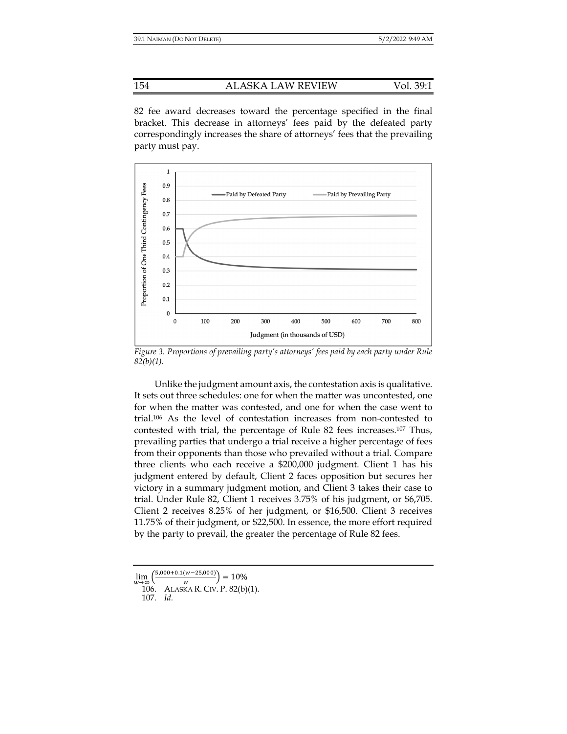82 fee award decreases toward the percentage specified in the final bracket. This decrease in attorneys' fees paid by the defeated party correspondingly increases the share of attorneys' fees that the prevailing party must pay.

*Figure 3. Proportions of prevailing party's attorneys' fees paid by each party under Rule 82(b)(1).*

Unlike the judgment amount axis, the contestation axis is qualitative. It sets out three schedules: one for when the matter was uncontested, one for when the matter was contested, and one for when the case went to trial.[106] As the level of contestation increases from non-contested to contested with trial, the percentage of Rule 82 fees increases.[107] Thus, prevailing parties that undergo a trial receive a higher percentage of fees from their opponents than those who prevailed without a trial. Compare three clients who each receive a $200,000 judgment. Client 1 has his judgment entered by default, Client 2 faces opposition but secures her victory in a summary judgment motion, and Client 3 takes their case to trial. Under Rule 82, Client 1 receives 3.75% of his judgment, or $6,705. Client 2 receives 8.25% of her judgment, or $16,500. Client 3 receives 11.75% of their judgment, or $22,500. In essence, the more effort required by the party to prevail, the greater the percentage of Rule 82 fees.

---

$$\lim_{w \to \infty} \left( \frac{5{,}000 + 0.1(w - 25{,}000)}{w} \right) = 10\%$$

106. ALASKA R. CIV. P. 82(b)(1).

107. *Id.*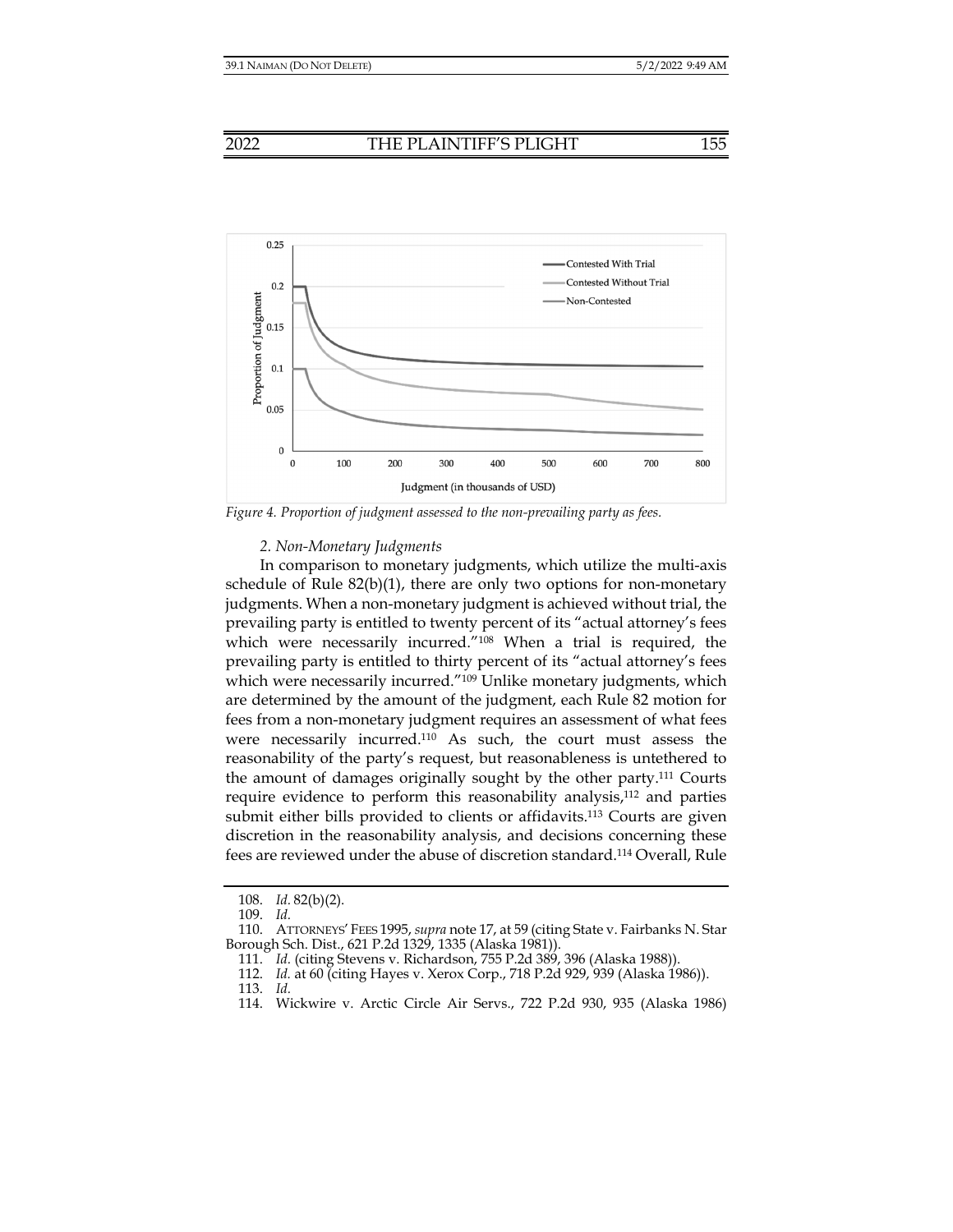Figure 4. Proportion of judgment assessed to the non-prevailing party as fees.

*2. Non-Monetary Judgments*

In comparison to monetary judgments, which utilize the multi-axis schedule of Rule 82(b)(1), there are only two options for non-monetary judgments. When a non-monetary judgment is achieved without trial, the prevailing party is entitled to twenty percent of its "actual attorney's fees which were necessarily incurred."[108] When a trial is required, the prevailing party is entitled to thirty percent of its "actual attorney's fees which were necessarily incurred."[109] Unlike monetary judgments, which are determined by the amount of the judgment, each Rule 82 motion for fees from a non-monetary judgment requires an assessment of what fees were necessarily incurred.[110] As such, the court must assess the reasonability of the party's request, but reasonableness is untethered to the amount of damages originally sought by the other party.[111] Courts require evidence to perform this reasonability analysis,[112] and parties submit either bills provided to clients or affidavits.[113] Courts are given discretion in the reasonability analysis, and decisions concerning these fees are reviewed under the abuse of discretion standard.[114] Overall, Rule

---

108. *Id.* 82(b)(2).

109. *Id.*

110. ATTORNEYS' FEES 1995, *supra* note 17, at 59 (citing State v. Fairbanks N. Star Borough Sch. Dist., 621 P.2d 1329, 1335 (Alaska 1981)).

111. *Id.* (citing Stevens v. Richardson, 755 P.2d 389, 396 (Alaska 1988)).

112. *Id.* at 60 (citing Hayes v. Xerox Corp., 718 P.2d 929, 939 (Alaska 1986)).

113. *Id.*

114. Wickwire v. Arctic Circle Air Servs., 722 P.2d 930, 935 (Alaska 1986)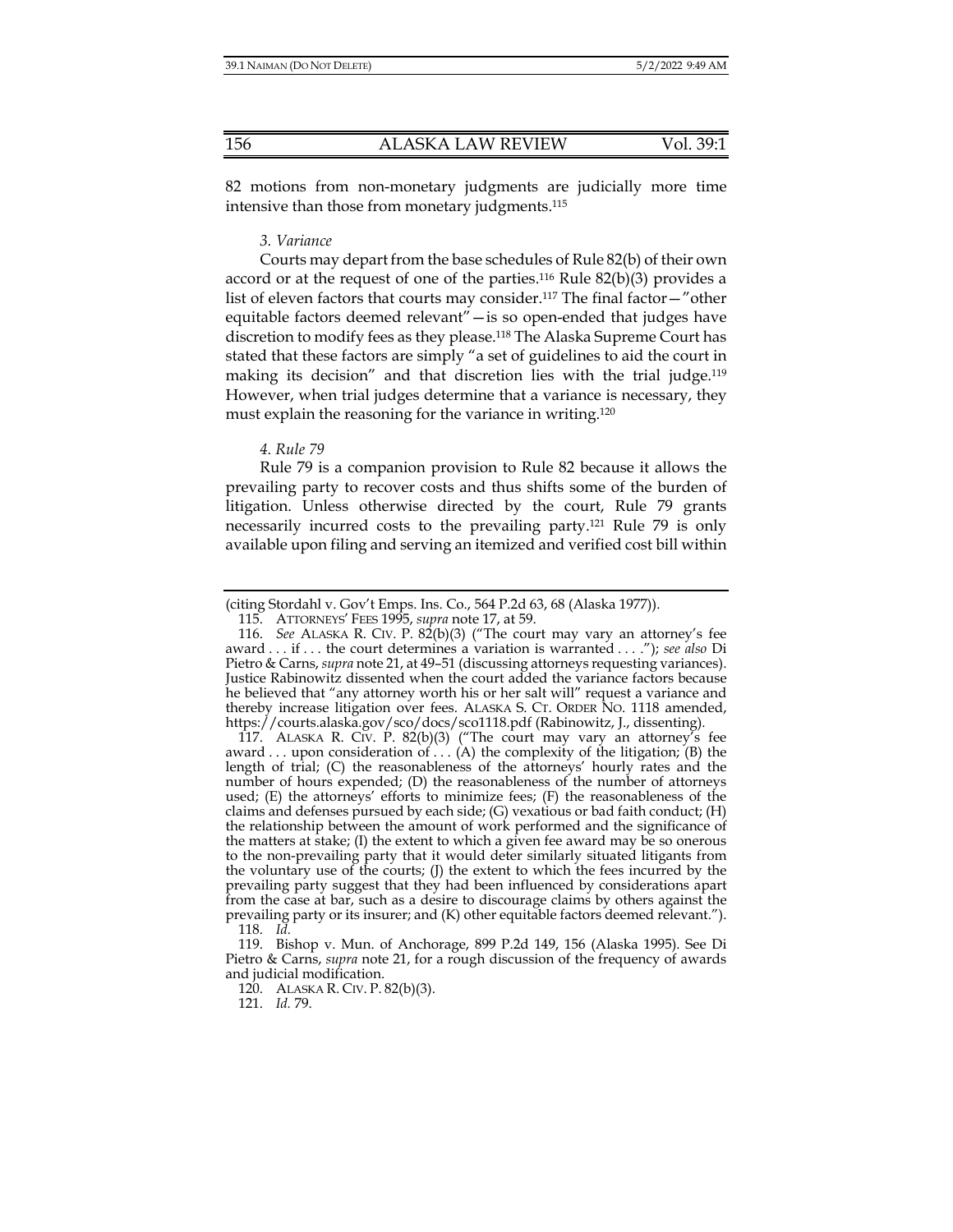82 motions from non-monetary judgments are judicially more time intensive than those from monetary judgments.[115]

*3. Variance*

Courts may depart from the base schedules of Rule 82(b) of their own accord or at the request of one of the parties.[116] Rule 82(b)(3) provides a list of eleven factors that courts may consider.[117] The final factor—"other equitable factors deemed relevant"—is so open-ended that judges have discretion to modify fees as they please.[118] The Alaska Supreme Court has stated that these factors are simply "a set of guidelines to aid the court in making its decision" and that discretion lies with the trial judge.[119] However, when trial judges determine that a variance is necessary, they must explain the reasoning for the variance in writing.[120]

*4. Rule 79*

Rule 79 is a companion provision to Rule 82 because it allows the prevailing party to recover costs and thus shifts some of the burden of litigation. Unless otherwise directed by the court, Rule 79 grants necessarily incurred costs to the prevailing party.[121] Rule 79 is only available upon filing and serving an itemized and verified cost bill within

---

(citing Stordahl v. Gov't Emps. Ins. Co., 564 P.2d 63, 68 (Alaska 1977)).

115. ATTORNEYS' FEES 1995, *supra* note 17, at 59.

116. *See* ALASKA R. CIV. P. 82(b)(3) ("The court may vary an attorney's fee award . . . if . . . the court determines a variation is warranted . . . ."); *see also* Di Pietro & Carns, *supra* note 21, at 49–51 (discussing attorneys requesting variances). Justice Rabinowitz dissented when the court added the variance factors because he believed that "any attorney worth his or her salt will" request a variance and thereby increase litigation over fees. ALASKA S. CT. ORDER NO. 1118 amended, https://courts.alaska.gov/sco/docs/sco1118.pdf (Rabinowitz, J., dissenting).

117. ALASKA R. CIV. P. 82(b)(3) ("The court may vary an attorney's fee award . . . upon consideration of . . . (A) the complexity of the litigation; (B) the length of trial; (C) the reasonableness of the attorneys' hourly rates and the number of hours expended; (D) the reasonableness of the number of attorneys used; (E) the attorneys' efforts to minimize fees; (F) the reasonableness of the claims and defenses pursued by each side; (G) vexatious or bad faith conduct; (H) the relationship between the amount of work performed and the significance of the matters at stake; (I) the extent to which a given fee award may be so onerous to the non-prevailing party that it would deter similarly situated litigants from the voluntary use of the courts; (J) the extent to which the fees incurred by the prevailing party suggest that they had been influenced by considerations apart from the case at bar, such as a desire to discourage claims by others against the prevailing party or its insurer; and (K) other equitable factors deemed relevant.").

118. *Id.*

119. Bishop v. Mun. of Anchorage, 899 P.2d 149, 156 (Alaska 1995). See Di Pietro & Carns, *supra* note 21, for a rough discussion of the frequency of awards and judicial modification.

120. ALASKA R. CIV. P. 82(b)(3).

121. *Id.* 79.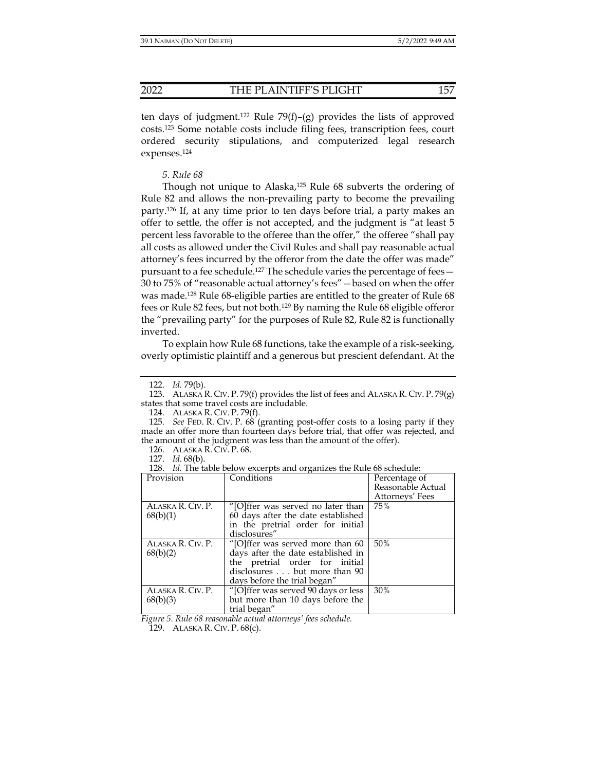ten days of judgment.[122] Rule 79(f)–(g) provides the lists of approved costs.[123] Some notable costs include filing fees, transcription fees, court ordered security stipulations, and computerized legal research expenses.[124]

*5. Rule 68*

Though not unique to Alaska,[125] Rule 68 subverts the ordering of Rule 82 and allows the non-prevailing party to become the prevailing party.[126] If, at any time prior to ten days before trial, a party makes an offer to settle, the offer is not accepted, and the judgment is "at least 5 percent less favorable to the offeree than the offer," the offeree "shall pay all costs as allowed under the Civil Rules and shall pay reasonable actual attorney's fees incurred by the offeror from the date the offer was made" pursuant to a fee schedule.[127] The schedule varies the percentage of fees—30 to 75% of "reasonable actual attorney's fees"—based on when the offer was made.[128] Rule 68-eligible parties are entitled to the greater of Rule 68 fees or Rule 82 fees, but not both.[129] By naming the Rule 68 eligible offeror the "prevailing party" for the purposes of Rule 82, Rule 82 is functionally inverted.

To explain how Rule 68 functions, take the example of a risk-seeking, overly optimistic plaintiff and a generous but prescient defendant. At the

---

122. *Id.* 79(b).

123. ALASKA R. CIV. P. 79(f) provides the list of fees and ALASKA R. CIV. P. 79(g) states that some travel costs are includable.

124. ALASKA R. CIV. P. 79(f).

125. *See* FED. R. CIV. P. 68 (granting post-offer costs to a losing party if they made an offer more than fourteen days before trial, that offer was rejected, and the amount of the judgment was less than the amount of the offer).

126. ALASKA R. CIV. P. 68.

127. *Id.* 68(b).

128. *Id.* The table below excerpts and organizes the Rule 68 schedule:

| Provision | Conditions | Percentage of Reasonable Actual Attorneys' Fees |
|---|---|---|
| ALASKA R. CIV. P. 68(b)(1) | "[O]ffer was served no later than 60 days after the date established in the pretrial order for initial disclosures" | 75% |
| ALASKA R. CIV. P. 68(b)(2) | "[O]ffer was served more than 60 days after the date established in the pretrial order for initial disclosures . . . but more than 90 days before the trial began" | 50% |
| ALASKA R. CIV. P. 68(b)(3) | "[O]ffer was served 90 days or less but more than 10 days before the trial began" | 30% |

*Figure 5. Rule 68 reasonable actual attorneys' fees schedule.*

129. ALASKA R. CIV. P. 68(c).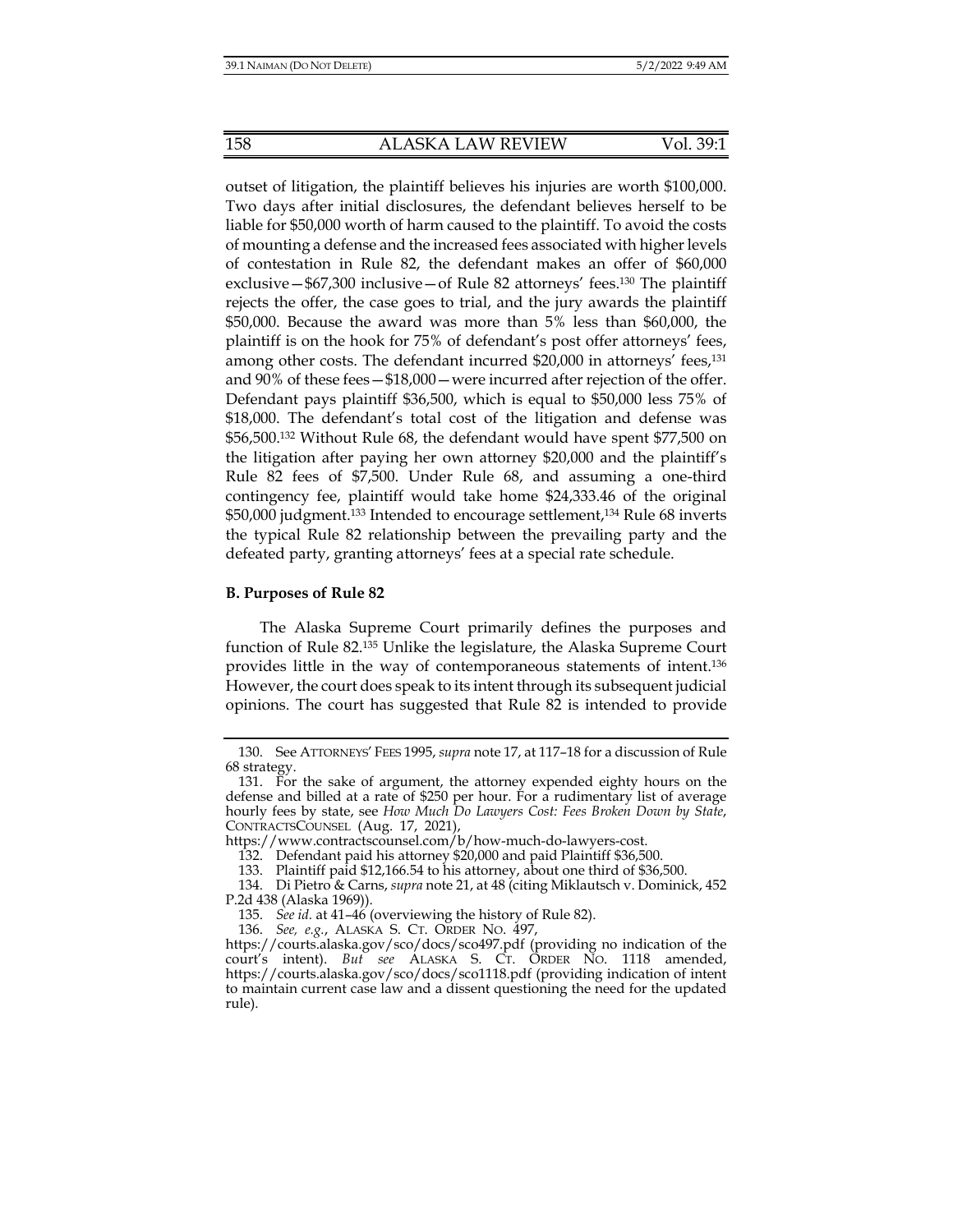outset of litigation, the plaintiff believes his injuries are worth $100,000. Two days after initial disclosures, the defendant believes herself to be liable for $50,000 worth of harm caused to the plaintiff. To avoid the costs of mounting a defense and the increased fees associated with higher levels of contestation in Rule 82, the defendant makes an offer of $60,000 exclusive—$67,300 inclusive—of Rule 82 attorneys' fees.[130] The plaintiff rejects the offer, the case goes to trial, and the jury awards the plaintiff $50,000. Because the award was more than 5% less than $60,000, the plaintiff is on the hook for 75% of defendant's post offer attorneys' fees, among other costs. The defendant incurred $20,000 in attorneys' fees,[131] and 90% of these fees—$18,000—were incurred after rejection of the offer. Defendant pays plaintiff $36,500, which is equal to $50,000 less 75% of $18,000. The defendant's total cost of the litigation and defense was $56,500.[132] Without Rule 68, the defendant would have spent $77,500 on the litigation after paying her own attorney $20,000 and the plaintiff's Rule 82 fees of $7,500. Under Rule 68, and assuming a one-third contingency fee, plaintiff would take home $24,333.46 of the original $50,000 judgment.[133] Intended to encourage settlement,[134] Rule 68 inverts the typical Rule 82 relationship between the prevailing party and the defeated party, granting attorneys' fees at a special rate schedule.

### B. Purposes of Rule 82

The Alaska Supreme Court primarily defines the purposes and function of Rule 82.[135] Unlike the legislature, the Alaska Supreme Court provides little in the way of contemporaneous statements of intent.[136] However, the court does speak to its intent through its subsequent judicial opinions. The court has suggested that Rule 82 is intended to provide

---

130. See ATTORNEYS' FEES 1995, *supra* note 17, at 117–18 for a discussion of Rule 68 strategy.

131. For the sake of argument, the attorney expended eighty hours on the defense and billed at a rate of $250 per hour. For a rudimentary list of average hourly fees by state, see *How Much Do Lawyers Cost: Fees Broken Down by State*, CONTRACTSCOUNSEL (Aug. 17, 2021), https://www.contractscounsel.com/b/how-much-do-lawyers-cost.

132. Defendant paid his attorney $20,000 and paid Plaintiff $36,500.

133. Plaintiff paid $12,166.54 to his attorney, about one third of $36,500.

134. Di Pietro & Carns, *supra* note 21, at 48 (citing Miklautsch v. Dominick, 452 P.2d 438 (Alaska 1969)).

135. *See id.* at 41–46 (overviewing the history of Rule 82).

136. *See, e.g.*, ALASKA S. CT. ORDER NO. 497, https://courts.alaska.gov/sco/docs/sco497.pdf (providing no indication of the court's intent). *But see* ALASKA S. CT. ORDER NO. 1118 amended, https://courts.alaska.gov/sco/docs/sco1118.pdf (providing indication of intent to maintain current case law and a dissent questioning the need for the updated rule).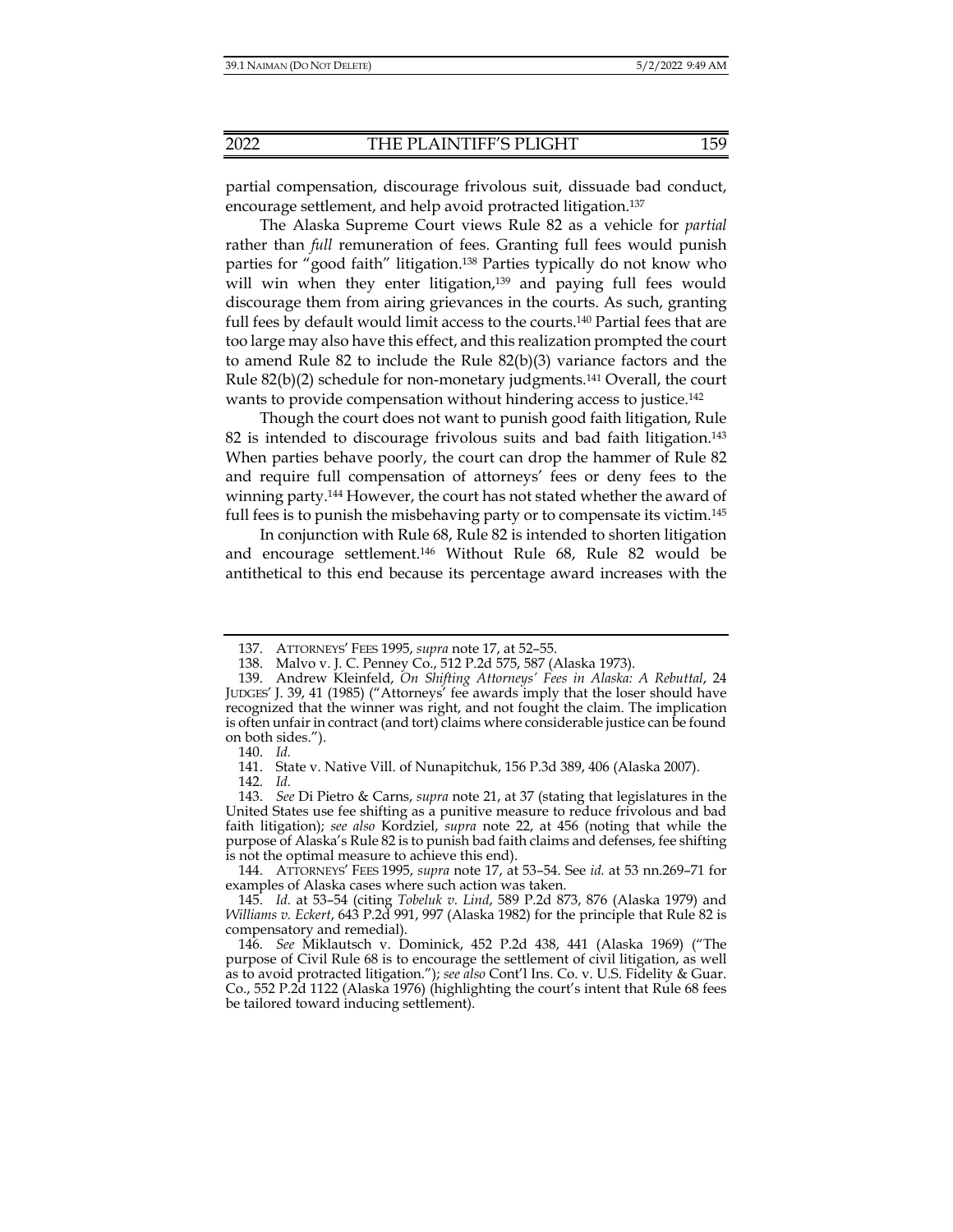partial compensation, discourage frivolous suit, dissuade bad conduct, encourage settlement, and help avoid protracted litigation.[137]

The Alaska Supreme Court views Rule 82 as a vehicle for *partial* rather than *full* remuneration of fees. Granting full fees would punish parties for "good faith" litigation.[138] Parties typically do not know who will win when they enter litigation,[139] and paying full fees would discourage them from airing grievances in the courts. As such, granting full fees by default would limit access to the courts.[140] Partial fees that are too large may also have this effect, and this realization prompted the court to amend Rule 82 to include the Rule 82(b)(3) variance factors and the Rule 82(b)(2) schedule for non-monetary judgments.[141] Overall, the court wants to provide compensation without hindering access to justice.[142]

Though the court does not want to punish good faith litigation, Rule 82 is intended to discourage frivolous suits and bad faith litigation.[143] When parties behave poorly, the court can drop the hammer of Rule 82 and require full compensation of attorneys' fees or deny fees to the winning party.[144] However, the court has not stated whether the award of full fees is to punish the misbehaving party or to compensate its victim.[145]

In conjunction with Rule 68, Rule 82 is intended to shorten litigation and encourage settlement.[146] Without Rule 68, Rule 82 would be antithetical to this end because its percentage award increases with the

---

137. ATTORNEYS' FEES 1995, *supra* note 17, at 52–55.

138. Malvo v. J. C. Penney Co., 512 P.2d 575, 587 (Alaska 1973).

139. Andrew Kleinfeld, *On Shifting Attorneys' Fees in Alaska: A Rebuttal*, 24 JUDGES' J. 39, 41 (1985) ("Attorneys' fee awards imply that the loser should have recognized that the winner was right, and not fought the claim. The implication is often unfair in contract (and tort) claims where considerable justice can be found on both sides.").

140. *Id.*

141. State v. Native Vill. of Nunapitchuk, 156 P.3d 389, 406 (Alaska 2007).

142. *Id.*

143. *See* Di Pietro & Carns, *supra* note 21, at 37 (stating that legislatures in the United States use fee shifting as a punitive measure to reduce frivolous and bad faith litigation); *see also* Kordziel, *supra* note 22, at 456 (noting that while the purpose of Alaska's Rule 82 is to punish bad faith claims and defenses, fee shifting is not the optimal measure to achieve this end).

144. ATTORNEYS' FEES 1995, *supra* note 17, at 53–54. See *id.* at 53 nn.269–71 for examples of Alaska cases where such action was taken.

145. *Id.* at 53–54 (citing *Tobeluk v. Lind*, 589 P.2d 873, 876 (Alaska 1979) and *Williams v. Eckert*, 643 P.2d 991, 997 (Alaska 1982) for the principle that Rule 82 is compensatory and remedial).

146. *See* Miklautsch v. Dominick, 452 P.2d 438, 441 (Alaska 1969) ("The purpose of Civil Rule 68 is to encourage the settlement of civil litigation, as well as to avoid protracted litigation."); *see also* Cont'l Ins. Co. v. U.S. Fidelity & Guar. Co., 552 P.2d 1122 (Alaska 1976) (highlighting the court's intent that Rule 68 fees be tailored toward inducing settlement).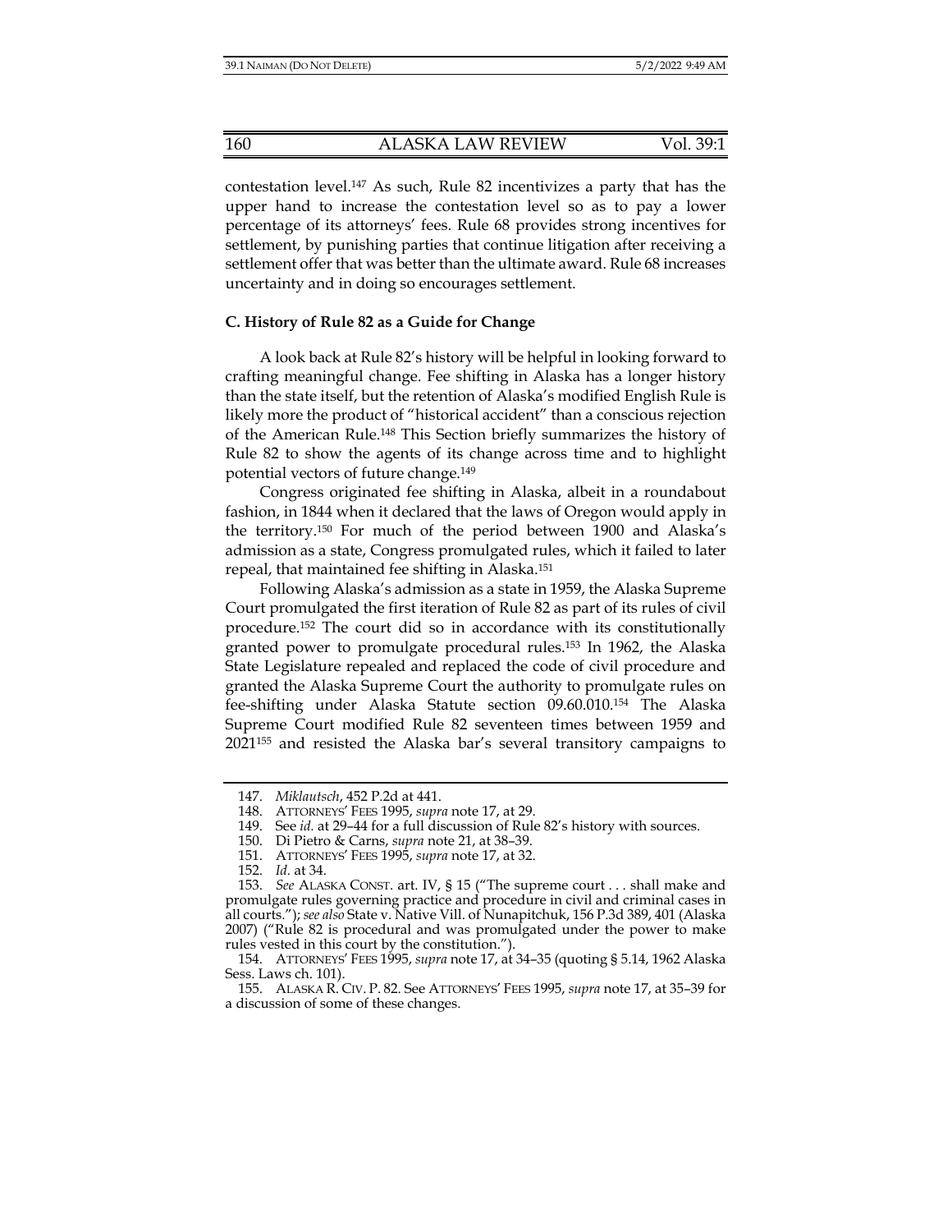contestation level.[147] As such, Rule 82 incentivizes a party that has the upper hand to increase the contestation level so as to pay a lower percentage of its attorneys' fees. Rule 68 provides strong incentives for settlement, by punishing parties that continue litigation after receiving a settlement offer that was better than the ultimate award. Rule 68 increases uncertainty and in doing so encourages settlement.

### C. History of Rule 82 as a Guide for Change

A look back at Rule 82's history will be helpful in looking forward to crafting meaningful change. Fee shifting in Alaska has a longer history than the state itself, but the retention of Alaska's modified English Rule is likely more the product of "historical accident" than a conscious rejection of the American Rule.[148] This Section briefly summarizes the history of Rule 82 to show the agents of its change across time and to highlight potential vectors of future change.[149]

Congress originated fee shifting in Alaska, albeit in a roundabout fashion, in 1844 when it declared that the laws of Oregon would apply in the territory.[150] For much of the period between 1900 and Alaska's admission as a state, Congress promulgated rules, which it failed to later repeal, that maintained fee shifting in Alaska.[151]

Following Alaska's admission as a state in 1959, the Alaska Supreme Court promulgated the first iteration of Rule 82 as part of its rules of civil procedure.[152] The court did so in accordance with its constitutionally granted power to promulgate procedural rules.[153] In 1962, the Alaska State Legislature repealed and replaced the code of civil procedure and granted the Alaska Supreme Court the authority to promulgate rules on fee-shifting under Alaska Statute section 09.60.010.[154] The Alaska Supreme Court modified Rule 82 seventeen times between 1959 and 2021[155] and resisted the Alaska bar's several transitory campaigns to

---

147. *Miklautsch*, 452 P.2d at 441.

148. ATTORNEYS' FEES 1995, *supra* note 17, at 29.

149. See *id.* at 29–44 for a full discussion of Rule 82's history with sources.

150. Di Pietro & Carns, *supra* note 21, at 38–39.

151. ATTORNEYS' FEES 1995, *supra* note 17, at 32.

152. *Id.* at 34.

153. *See* ALASKA CONST. art. IV, § 15 ("The supreme court . . . shall make and promulgate rules governing practice and procedure in civil and criminal cases in all courts."); *see also* State v. Native Vill. of Nunapitchuk, 156 P.3d 389, 401 (Alaska 2007) ("Rule 82 is procedural and was promulgated under the power to make rules vested in this court by the constitution.").

154. ATTORNEYS' FEES 1995, *supra* note 17, at 34–35 (quoting § 5.14, 1962 Alaska Sess. Laws ch. 101).

155. ALASKA R. CIV. P. 82. See ATTORNEYS' FEES 1995, *supra* note 17, at 35–39 for a discussion of some of these changes.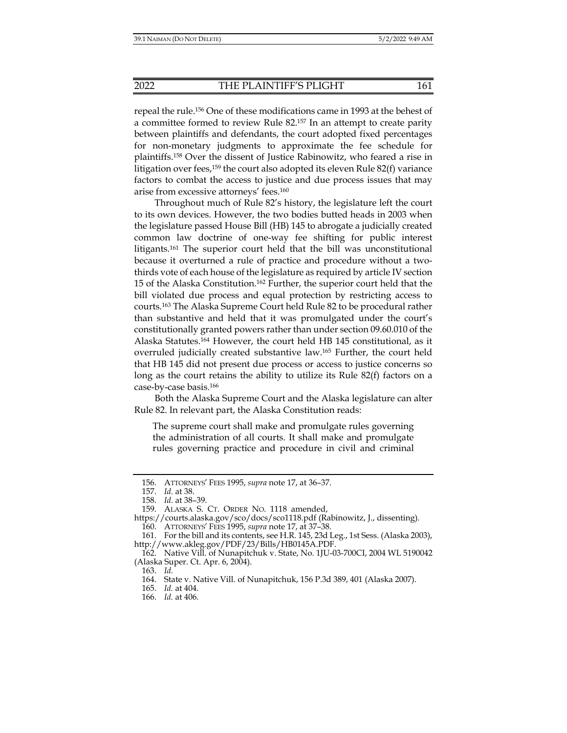repeal the rule.[156] One of these modifications came in 1993 at the behest of a committee formed to review Rule 82.[157] In an attempt to create parity between plaintiffs and defendants, the court adopted fixed percentages for non-monetary judgments to approximate the fee schedule for plaintiffs.[158] Over the dissent of Justice Rabinowitz, who feared a rise in litigation over fees,[159] the court also adopted its eleven Rule 82(f) variance factors to combat the access to justice and due process issues that may arise from excessive attorneys' fees.[160]

Throughout much of Rule 82's history, the legislature left the court to its own devices. However, the two bodies butted heads in 2003 when the legislature passed House Bill (HB) 145 to abrogate a judicially created common law doctrine of one-way fee shifting for public interest litigants.[161] The superior court held that the bill was unconstitutional because it overturned a rule of practice and procedure without a two-thirds vote of each house of the legislature as required by article IV section 15 of the Alaska Constitution.[162] Further, the superior court held that the bill violated due process and equal protection by restricting access to courts.[163] The Alaska Supreme Court held Rule 82 to be procedural rather than substantive and held that it was promulgated under the court's constitutionally granted powers rather than under section 09.60.010 of the Alaska Statutes.[164] However, the court held HB 145 constitutional, as it overruled judicially created substantive law.[165] Further, the court held that HB 145 did not present due process or access to justice concerns so long as the court retains the ability to utilize its Rule 82(f) factors on a case-by-case basis.[166]

Both the Alaska Supreme Court and the Alaska legislature can alter Rule 82. In relevant part, the Alaska Constitution reads:

> The supreme court shall make and promulgate rules governing the administration of all courts. It shall make and promulgate rules governing practice and procedure in civil and criminal

---

156. ATTORNEYS' FEES 1995, *supra* note 17, at 36–37.

157. *Id.* at 38.

158. *Id.* at 38–39.

159. ALASKA S. CT. ORDER NO. 1118 amended, https://courts.alaska.gov/sco/docs/sco1118.pdf (Rabinowitz, J., dissenting).

160. ATTORNEYS' FEES 1995, *supra* note 17, at 37–38.

161. For the bill and its contents, see H.R. 145, 23d Leg., 1st Sess. (Alaska 2003), http://www.akleg.gov/PDF/23/Bills/HB0145A.PDF.

162. Native Vill. of Nunapitchuk v. State, No. 1JU-03-700CI, 2004 WL 5190042 (Alaska Super. Ct. Apr. 6, 2004).

163. *Id.*

164. State v. Native Vill. of Nunapitchuk, 156 P.3d 389, 401 (Alaska 2007).

165. *Id.* at 404.

166. *Id.* at 406.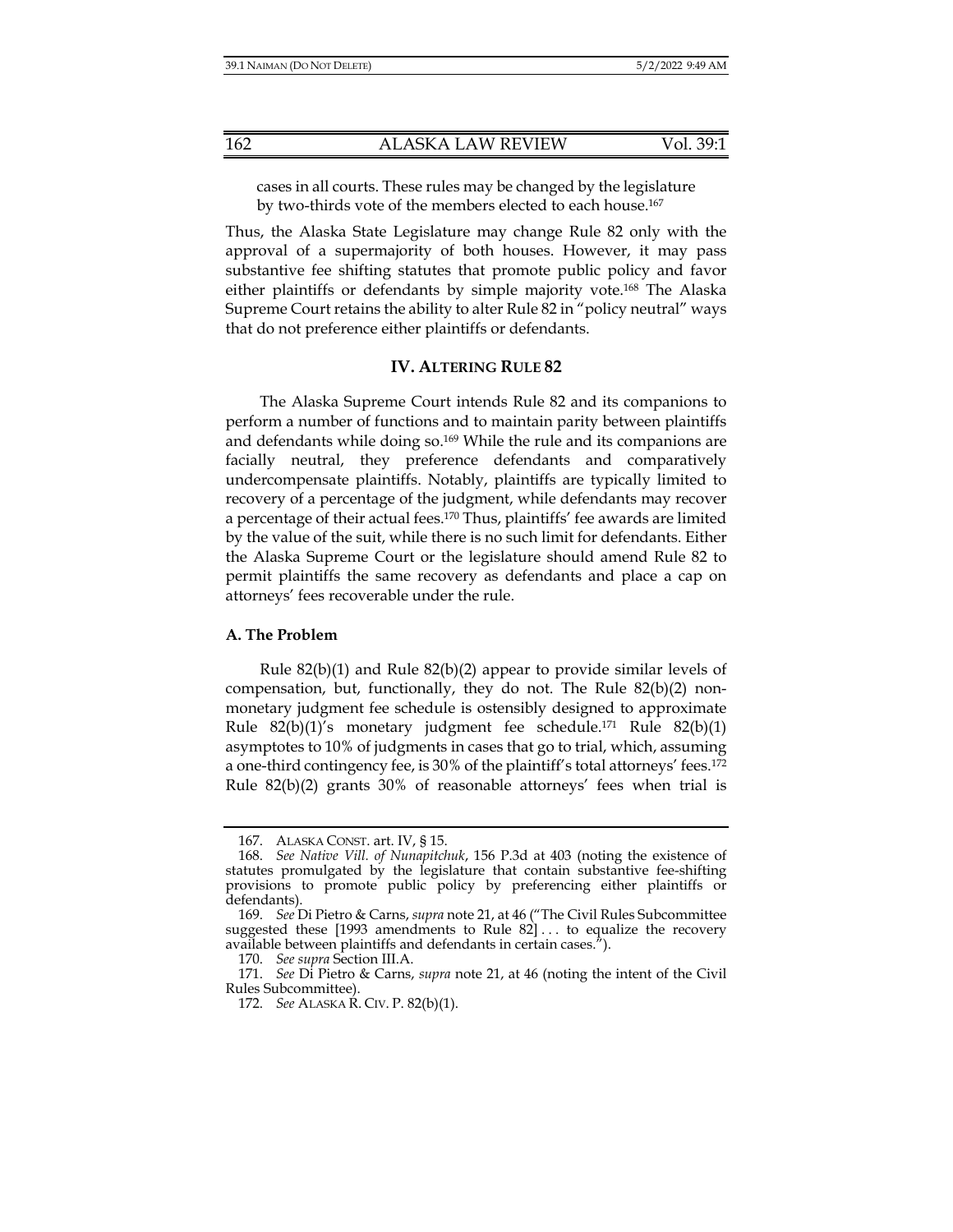cases in all courts. These rules may be changed by the legislature by two-thirds vote of the members elected to each house.[167]

Thus, the Alaska State Legislature may change Rule 82 only with the approval of a supermajority of both houses. However, it may pass substantive fee shifting statutes that promote public policy and favor either plaintiffs or defendants by simple majority vote.[168] The Alaska Supreme Court retains the ability to alter Rule 82 in "policy neutral" ways that do not preference either plaintiffs or defendants.

## IV. ALTERING RULE 82

The Alaska Supreme Court intends Rule 82 and its companions to perform a number of functions and to maintain parity between plaintiffs and defendants while doing so.[169] While the rule and its companions are facially neutral, they preference defendants and comparatively undercompensate plaintiffs. Notably, plaintiffs are typically limited to recovery of a percentage of the judgment, while defendants may recover a percentage of their actual fees.[170] Thus, plaintiffs' fee awards are limited by the value of the suit, while there is no such limit for defendants. Either the Alaska Supreme Court or the legislature should amend Rule 82 to permit plaintiffs the same recovery as defendants and place a cap on attorneys' fees recoverable under the rule.

### A. The Problem

Rule 82(b)(1) and Rule 82(b)(2) appear to provide similar levels of compensation, but, functionally, they do not. The Rule 82(b)(2) non-monetary judgment fee schedule is ostensibly designed to approximate Rule 82(b)(1)'s monetary judgment fee schedule.[171] Rule 82(b)(1) asymptotes to 10% of judgments in cases that go to trial, which, assuming a one-third contingency fee, is 30% of the plaintiff's total attorneys' fees.[172] Rule 82(b)(2) grants 30% of reasonable attorneys' fees when trial is

---

167. ALASKA CONST. art. IV, § 15.

168. *See Native Vill. of Nunapitchuk*, 156 P.3d at 403 (noting the existence of statutes promulgated by the legislature that contain substantive fee-shifting provisions to promote public policy by preferencing either plaintiffs or defendants).

169. *See* Di Pietro & Carns, *supra* note 21, at 46 ("The Civil Rules Subcommittee suggested these [1993 amendments to Rule 82] . . . to equalize the recovery available between plaintiffs and defendants in certain cases.").

170. *See supra* Section III.A.

171. *See* Di Pietro & Carns, *supra* note 21, at 46 (noting the intent of the Civil Rules Subcommittee).

172. *See* ALASKA R. CIV. P. 82(b)(1).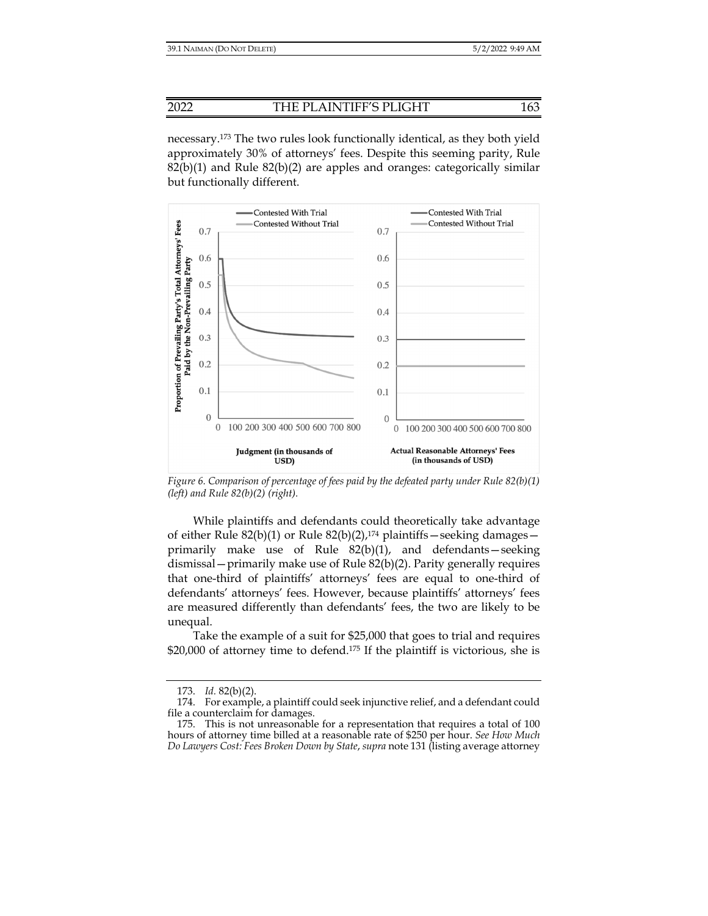necessary.[173] The two rules look functionally identical, as they both yield approximately 30% of attorneys' fees. Despite this seeming parity, Rule 82(b)(1) and Rule 82(b)(2) are apples and oranges: categorically similar but functionally different.

*Figure 6. Comparison of percentage of fees paid by the defeated party under Rule 82(b)(1) (left) and Rule 82(b)(2) (right).*

While plaintiffs and defendants could theoretically take advantage of either Rule 82(b)(1) or Rule 82(b)(2),[174] plaintiffs—seeking damages—primarily make use of Rule 82(b)(1), and defendants—seeking dismissal—primarily make use of Rule 82(b)(2). Parity generally requires that one-third of plaintiffs' attorneys' fees are equal to one-third of defendants' attorneys' fees. However, because plaintiffs' attorneys' fees are measured differently than defendants' fees, the two are likely to be unequal.

Take the example of a suit for $25,000 that goes to trial and requires $20,000 of attorney time to defend.[175] If the plaintiff is victorious, she is

---

173. *Id.* 82(b)(2).

174. For example, a plaintiff could seek injunctive relief, and a defendant could file a counterclaim for damages.

175. This is not unreasonable for a representation that requires a total of 100 hours of attorney time billed at a reasonable rate of $250 per hour. *See How Much Do Lawyers Cost: Fees Broken Down by State*, *supra* note 131 (listing average attorney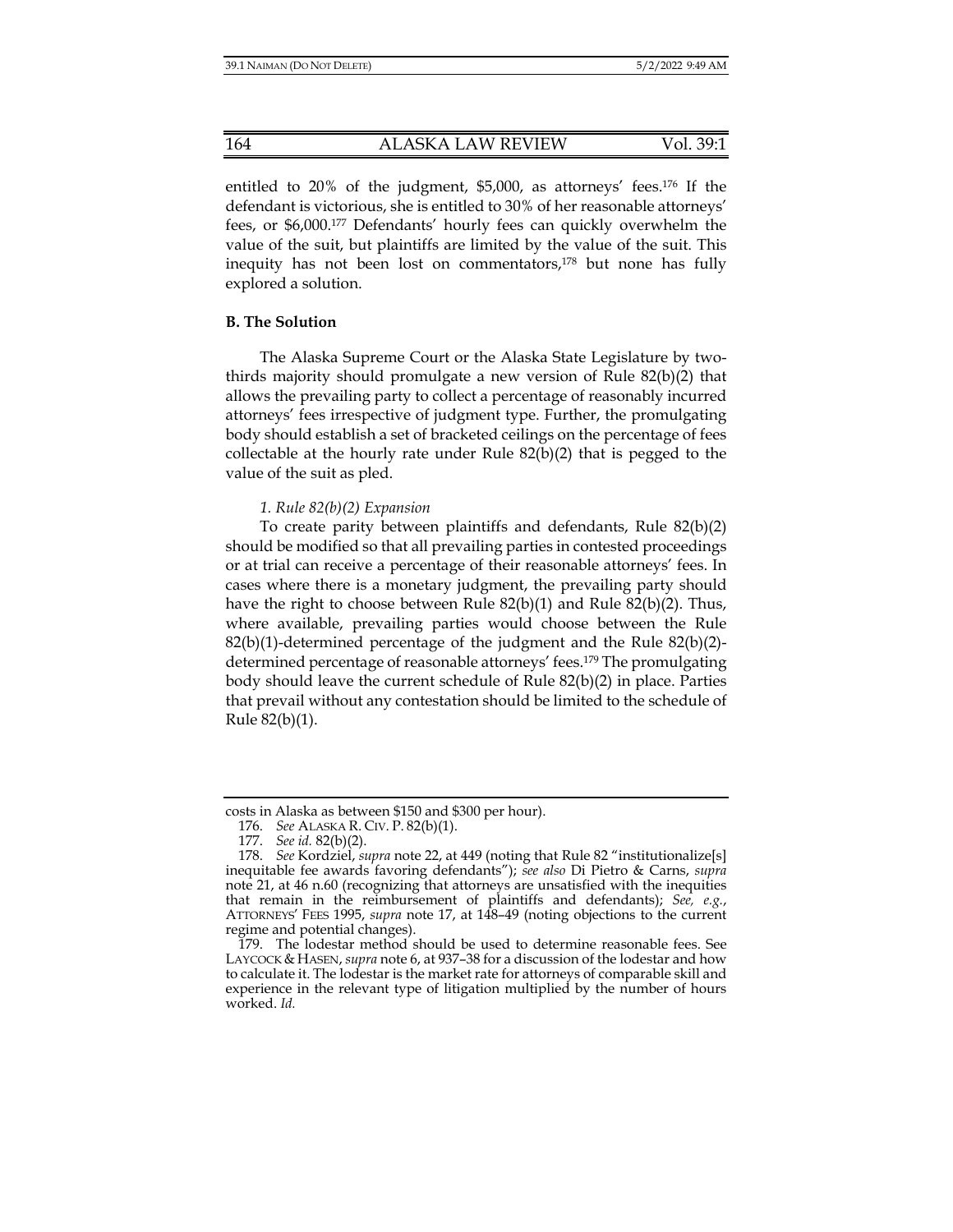entitled to 20% of the judgment, $5,000, as attorneys' fees.[176] If the defendant is victorious, she is entitled to 30% of her reasonable attorneys' fees, or $6,000.[177] Defendants' hourly fees can quickly overwhelm the value of the suit, but plaintiffs are limited by the value of the suit. This inequity has not been lost on commentators,[178] but none has fully explored a solution.

### B. The Solution

The Alaska Supreme Court or the Alaska State Legislature by two-thirds majority should promulgate a new version of Rule 82(b)(2) that allows the prevailing party to collect a percentage of reasonably incurred attorneys' fees irrespective of judgment type. Further, the promulgating body should establish a set of bracketed ceilings on the percentage of fees collectable at the hourly rate under Rule 82(b)(2) that is pegged to the value of the suit as pled.

#### *1. Rule 82(b)(2) Expansion*

To create parity between plaintiffs and defendants, Rule 82(b)(2) should be modified so that all prevailing parties in contested proceedings or at trial can receive a percentage of their reasonable attorneys' fees. In cases where there is a monetary judgment, the prevailing party should have the right to choose between Rule 82(b)(1) and Rule 82(b)(2). Thus, where available, prevailing parties would choose between the Rule 82(b)(1)-determined percentage of the judgment and the Rule 82(b)(2)-determined percentage of reasonable attorneys' fees.[179] The promulgating body should leave the current schedule of Rule 82(b)(2) in place. Parties that prevail without any contestation should be limited to the schedule of Rule 82(b)(1).

---

costs in Alaska as between $150 and $300 per hour).

176. *See* ALASKA R. CIV. P. 82(b)(1).

177. *See id.* 82(b)(2).

178. *See* Kordziel, *supra* note 22, at 449 (noting that Rule 82 "institutionalize[s] inequitable fee awards favoring defendants"); *see also* Di Pietro & Carns, *supra* note 21, at 46 n.60 (recognizing that attorneys are unsatisfied with the inequities that remain in the reimbursement of plaintiffs and defendants); *See, e.g.*, ATTORNEYS' FEES 1995, *supra* note 17, at 148–49 (noting objections to the current regime and potential changes).

179. The lodestar method should be used to determine reasonable fees. See LAYCOCK & HASEN, *supra* note 6, at 937–38 for a discussion of the lodestar and how to calculate it. The lodestar is the market rate for attorneys of comparable skill and experience in the relevant type of litigation multiplied by the number of hours worked. *Id.*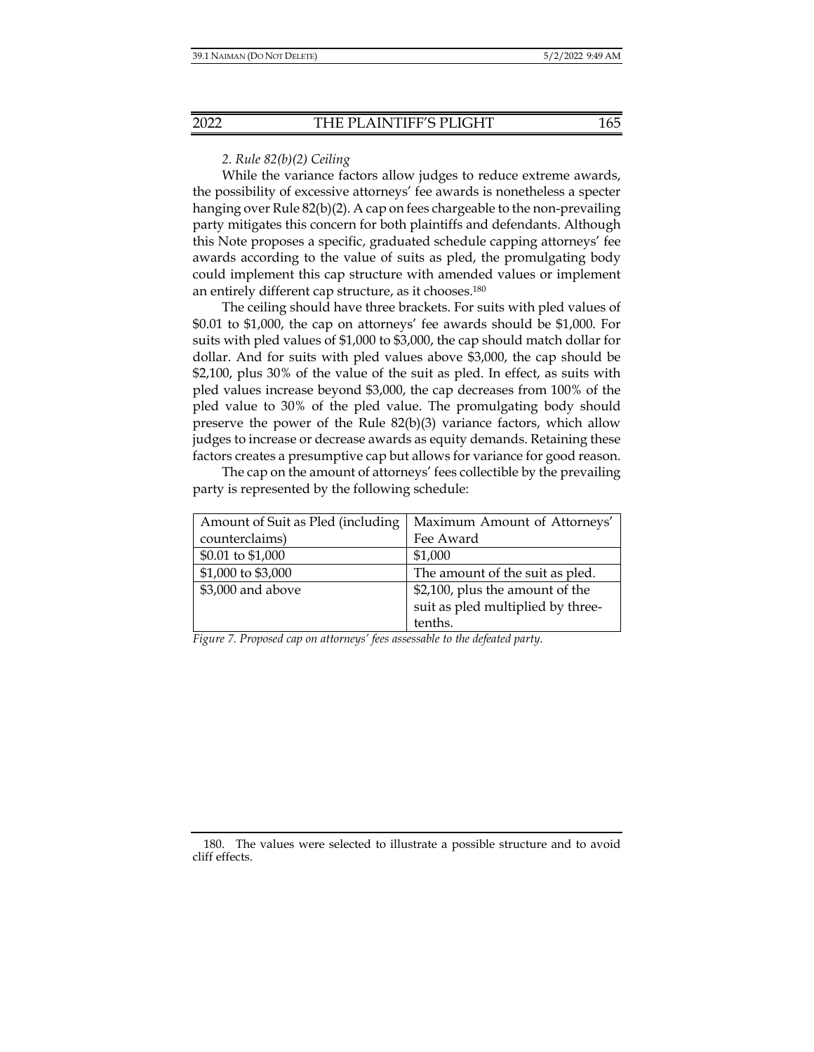*2. Rule 82(b)(2) Ceiling*

While the variance factors allow judges to reduce extreme awards, the possibility of excessive attorneys' fee awards is nonetheless a specter hanging over Rule 82(b)(2). A cap on fees chargeable to the non-prevailing party mitigates this concern for both plaintiffs and defendants. Although this Note proposes a specific, graduated schedule capping attorneys' fee awards according to the value of suits as pled, the promulgating body could implement this cap structure with amended values or implement an entirely different cap structure, as it chooses.[180]

The ceiling should have three brackets. For suits with pled values of $0.01 to $1,000, the cap on attorneys' fee awards should be $1,000. For suits with pled values of $1,000 to $3,000, the cap should match dollar for dollar. And for suits with pled values above $3,000, the cap should be $2,100, plus 30% of the value of the suit as pled. In effect, as suits with pled values increase beyond $3,000, the cap decreases from 100% of the pled value to 30% of the pled value. The promulgating body should preserve the power of the Rule 82(b)(3) variance factors, which allow judges to increase or decrease awards as equity demands. Retaining these factors creates a presumptive cap but allows for variance for good reason.

The cap on the amount of attorneys' fees collectible by the prevailing party is represented by the following schedule:

| Amount of Suit as Pled (including counterclaims) | Maximum Amount of Attorneys' Fee Award |
|---|---|
| $0.01 to $1,000 | $1,000 |
| $1,000 to $3,000 | The amount of the suit as pled. |
| $3,000 and above | $2,100, plus the amount of the suit as pled multiplied by three-tenths. |

*Figure 7. Proposed cap on attorneys' fees assessable to the defeated party.*

180. The values were selected to illustrate a possible structure and to avoid cliff effects.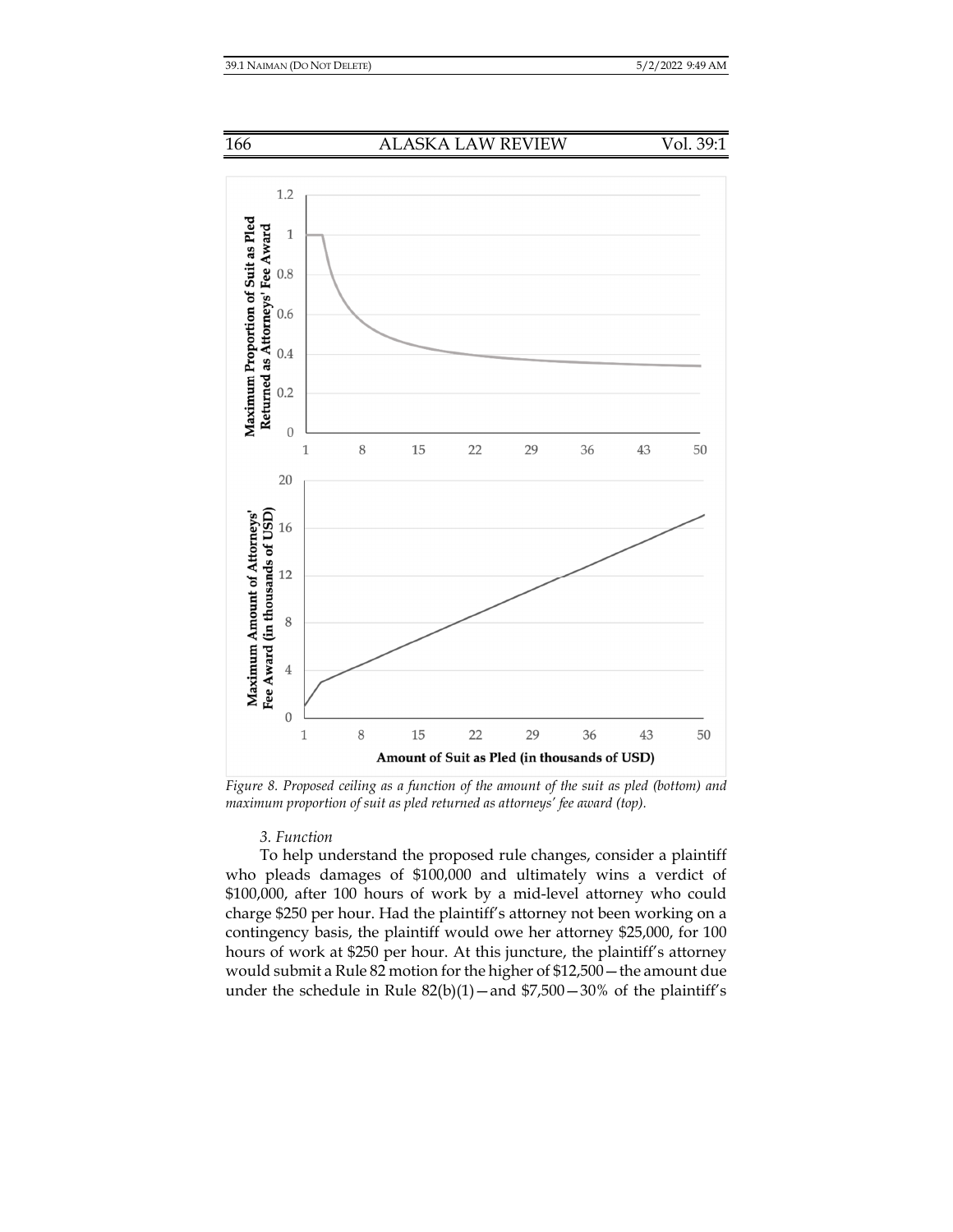*Figure 8. Proposed ceiling as a function of the amount of the suit as pled (bottom) and maximum proportion of suit as pled returned as attorneys' fee award (top).*

*3. Function*

To help understand the proposed rule changes, consider a plaintiff who pleads damages of $100,000 and ultimately wins a verdict of $100,000, after 100 hours of work by a mid-level attorney who could charge $250 per hour. Had the plaintiff's attorney not been working on a contingency basis, the plaintiff would owe her attorney $25,000, for 100 hours of work at $250 per hour. At this juncture, the plaintiff's attorney would submit a Rule 82 motion for the higher of $12,500—the amount due under the schedule in Rule 82(b)(1)—and $7,500—30% of the plaintiff's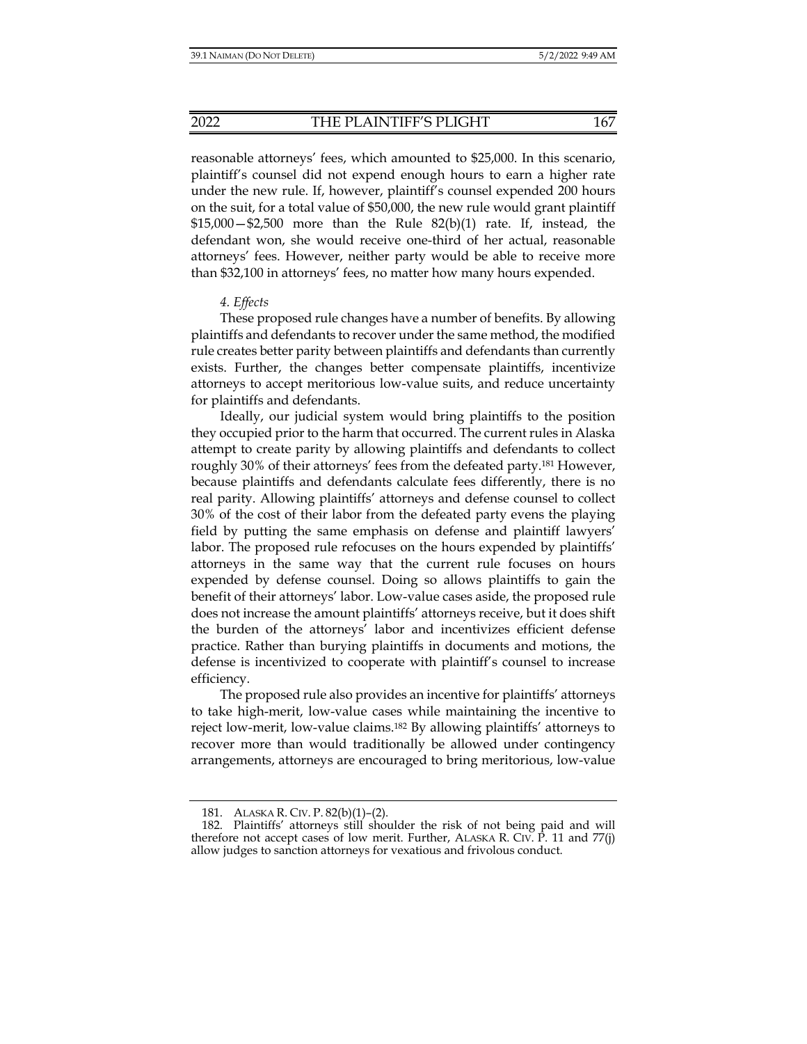reasonable attorneys' fees, which amounted to $25,000. In this scenario, plaintiff's counsel did not expend enough hours to earn a higher rate under the new rule. If, however, plaintiff's counsel expended 200 hours on the suit, for a total value of $50,000, the new rule would grant plaintiff $15,000—$2,500 more than the Rule 82(b)(1) rate. If, instead, the defendant won, she would receive one-third of her actual, reasonable attorneys' fees. However, neither party would be able to receive more than $32,100 in attorneys' fees, no matter how many hours expended.

#### *4. Effects*

These proposed rule changes have a number of benefits. By allowing plaintiffs and defendants to recover under the same method, the modified rule creates better parity between plaintiffs and defendants than currently exists. Further, the changes better compensate plaintiffs, incentivize attorneys to accept meritorious low-value suits, and reduce uncertainty for plaintiffs and defendants.

Ideally, our judicial system would bring plaintiffs to the position they occupied prior to the harm that occurred. The current rules in Alaska attempt to create parity by allowing plaintiffs and defendants to collect roughly 30% of their attorneys' fees from the defeated party.[181] However, because plaintiffs and defendants calculate fees differently, there is no real parity. Allowing plaintiffs' attorneys and defense counsel to collect 30% of the cost of their labor from the defeated party evens the playing field by putting the same emphasis on defense and plaintiff lawyers' labor. The proposed rule refocuses on the hours expended by plaintiffs' attorneys in the same way that the current rule focuses on hours expended by defense counsel. Doing so allows plaintiffs to gain the benefit of their attorneys' labor. Low-value cases aside, the proposed rule does not increase the amount plaintiffs' attorneys receive, but it does shift the burden of the attorneys' labor and incentivizes efficient defense practice. Rather than burying plaintiffs in documents and motions, the defense is incentivized to cooperate with plaintiff's counsel to increase efficiency.

The proposed rule also provides an incentive for plaintiffs' attorneys to take high-merit, low-value cases while maintaining the incentive to reject low-merit, low-value claims.[182] By allowing plaintiffs' attorneys to recover more than would traditionally be allowed under contingency arrangements, attorneys are encouraged to bring meritorious, low-value

---

181. ALASKA R. CIV. P. 82(b)(1)–(2).

182. Plaintiffs' attorneys still shoulder the risk of not being paid and will therefore not accept cases of low merit. Further, ALASKA R. CIV. P. 11 and 77(j) allow judges to sanction attorneys for vexatious and frivolous conduct.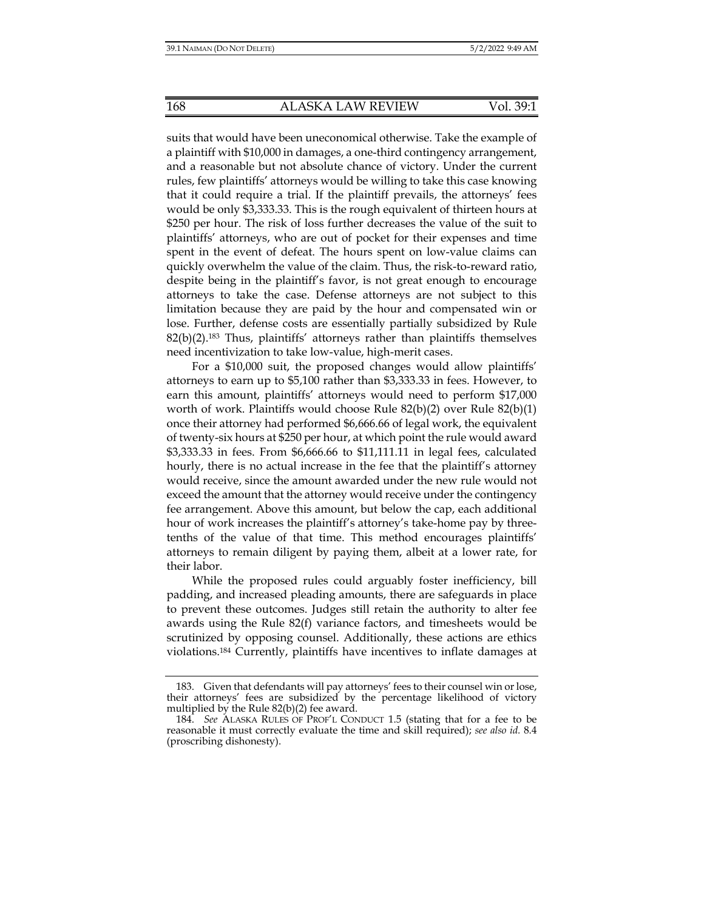suits that would have been uneconomical otherwise. Take the example of a plaintiff with $10,000 in damages, a one-third contingency arrangement, and a reasonable but not absolute chance of victory. Under the current rules, few plaintiffs' attorneys would be willing to take this case knowing that it could require a trial. If the plaintiff prevails, the attorneys' fees would be only $3,333.33. This is the rough equivalent of thirteen hours at $250 per hour. The risk of loss further decreases the value of the suit to plaintiffs' attorneys, who are out of pocket for their expenses and time spent in the event of defeat. The hours spent on low-value claims can quickly overwhelm the value of the claim. Thus, the risk-to-reward ratio, despite being in the plaintiff's favor, is not great enough to encourage attorneys to take the case. Defense attorneys are not subject to this limitation because they are paid by the hour and compensated win or lose. Further, defense costs are essentially partially subsidized by Rule 82(b)(2).[183] Thus, plaintiffs' attorneys rather than plaintiffs themselves need incentivization to take low-value, high-merit cases.

For a $10,000 suit, the proposed changes would allow plaintiffs' attorneys to earn up to $5,100 rather than $3,333.33 in fees. However, to earn this amount, plaintiffs' attorneys would need to perform $17,000 worth of work. Plaintiffs would choose Rule 82(b)(2) over Rule 82(b)(1) once their attorney had performed $6,666.66 of legal work, the equivalent of twenty-six hours at $250 per hour, at which point the rule would award $3,333.33 in fees. From $6,666.66 to $11,111.11 in legal fees, calculated hourly, there is no actual increase in the fee that the plaintiff's attorney would receive, since the amount awarded under the new rule would not exceed the amount that the attorney would receive under the contingency fee arrangement. Above this amount, but below the cap, each additional hour of work increases the plaintiff's attorney's take-home pay by three-tenths of the value of that time. This method encourages plaintiffs' attorneys to remain diligent by paying them, albeit at a lower rate, for their labor.

While the proposed rules could arguably foster inefficiency, bill padding, and increased pleading amounts, there are safeguards in place to prevent these outcomes. Judges still retain the authority to alter fee awards using the Rule 82(f) variance factors, and timesheets would be scrutinized by opposing counsel. Additionally, these actions are ethics violations.[184] Currently, plaintiffs have incentives to inflate damages at

---

183. Given that defendants will pay attorneys' fees to their counsel win or lose, their attorneys' fees are subsidized by the percentage likelihood of victory multiplied by the Rule 82(b)(2) fee award.

184. *See* ALASKA RULES OF PROF'L CONDUCT 1.5 (stating that for a fee to be reasonable it must correctly evaluate the time and skill required); *see also id.* 8.4 (proscribing dishonesty).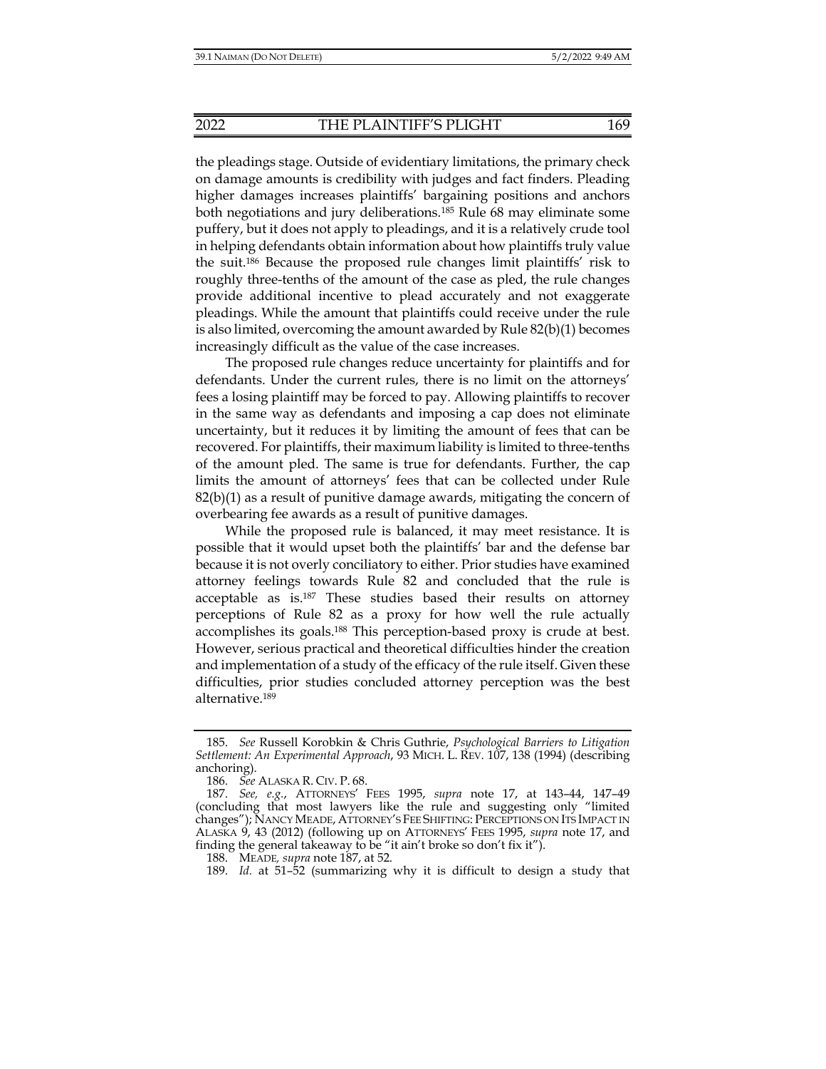the pleadings stage. Outside of evidentiary limitations, the primary check on damage amounts is credibility with judges and fact finders. Pleading higher damages increases plaintiffs' bargaining positions and anchors both negotiations and jury deliberations.[185] Rule 68 may eliminate some puffery, but it does not apply to pleadings, and it is a relatively crude tool in helping defendants obtain information about how plaintiffs truly value the suit.[186] Because the proposed rule changes limit plaintiffs' risk to roughly three-tenths of the amount of the case as pled, the rule changes provide additional incentive to plead accurately and not exaggerate pleadings. While the amount that plaintiffs could receive under the rule is also limited, overcoming the amount awarded by Rule 82(b)(1) becomes increasingly difficult as the value of the case increases.

The proposed rule changes reduce uncertainty for plaintiffs and for defendants. Under the current rules, there is no limit on the attorneys' fees a losing plaintiff may be forced to pay. Allowing plaintiffs to recover in the same way as defendants and imposing a cap does not eliminate uncertainty, but it reduces it by limiting the amount of fees that can be recovered. For plaintiffs, their maximum liability is limited to three-tenths of the amount pled. The same is true for defendants. Further, the cap limits the amount of attorneys' fees that can be collected under Rule 82(b)(1) as a result of punitive damage awards, mitigating the concern of overbearing fee awards as a result of punitive damages.

While the proposed rule is balanced, it may meet resistance. It is possible that it would upset both the plaintiffs' bar and the defense bar because it is not overly conciliatory to either. Prior studies have examined attorney feelings towards Rule 82 and concluded that the rule is acceptable as is.[187] These studies based their results on attorney perceptions of Rule 82 as a proxy for how well the rule actually accomplishes its goals.[188] This perception-based proxy is crude at best. However, serious practical and theoretical difficulties hinder the creation and implementation of a study of the efficacy of the rule itself. Given these difficulties, prior studies concluded attorney perception was the best alternative.[189]

---

185. *See* Russell Korobkin & Chris Guthrie, *Psychological Barriers to Litigation Settlement: An Experimental Approach*, 93 MICH. L. REV. 107, 138 (1994) (describing anchoring).

186. *See* ALASKA R. CIV. P. 68.

187. *See, e.g.*, ATTORNEYS' FEES 1995, *supra* note 17, at 143–44, 147–49 (concluding that most lawyers like the rule and suggesting only "limited changes"); NANCY MEADE, ATTORNEY'S FEE SHIFTING: PERCEPTIONS ON ITS IMPACT IN ALASKA 9, 43 (2012) (following up on ATTORNEYS' FEES 1995, *supra* note 17, and finding the general takeaway to be "it ain't broke so don't fix it").

188. MEADE, *supra* note 187, at 52.

189. *Id.* at 51–52 (summarizing why it is difficult to design a study that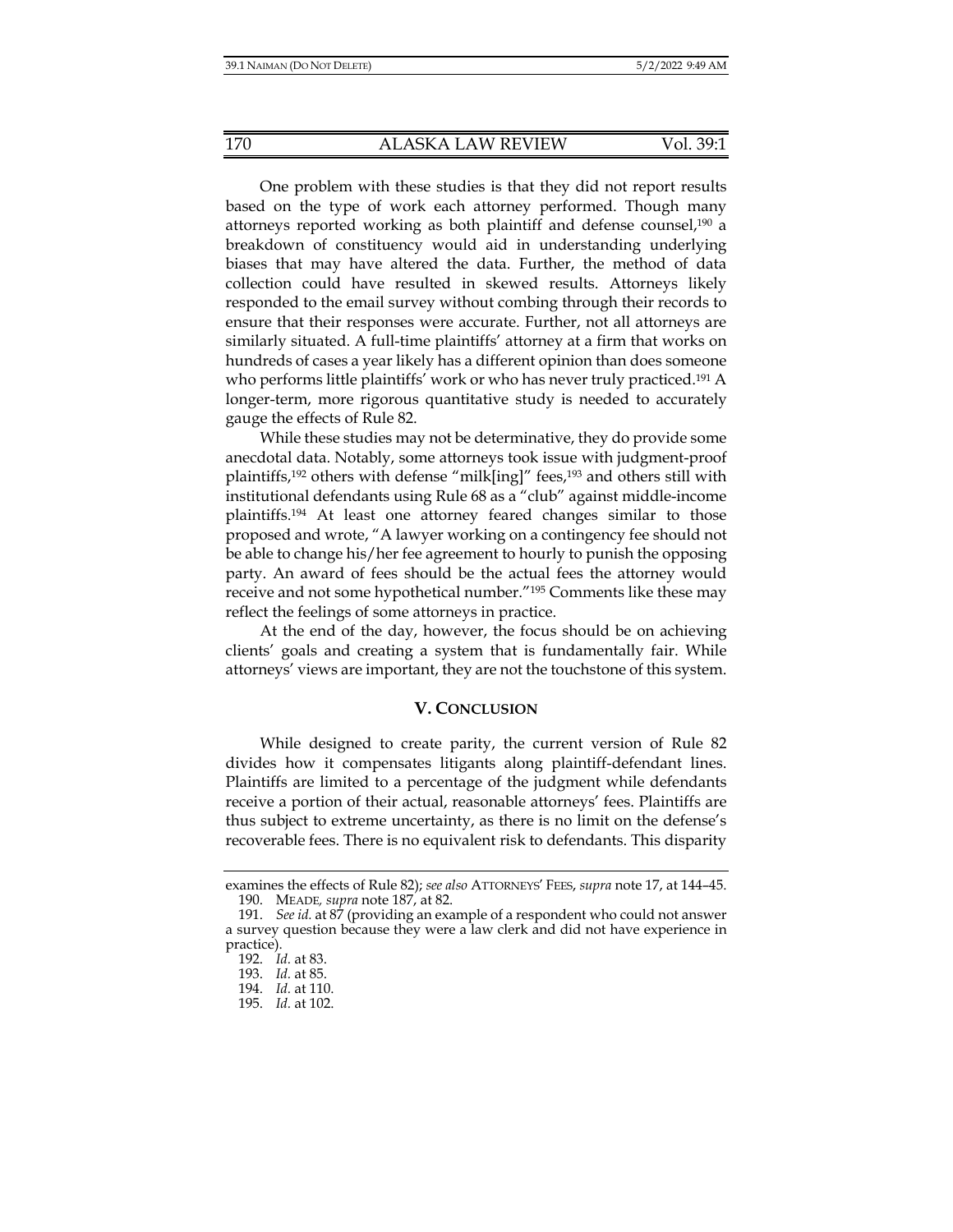One problem with these studies is that they did not report results based on the type of work each attorney performed. Though many attorneys reported working as both plaintiff and defense counsel,[190] a breakdown of constituency would aid in understanding underlying biases that may have altered the data. Further, the method of data collection could have resulted in skewed results. Attorneys likely responded to the email survey without combing through their records to ensure that their responses were accurate. Further, not all attorneys are similarly situated. A full-time plaintiffs' attorney at a firm that works on hundreds of cases a year likely has a different opinion than does someone who performs little plaintiffs' work or who has never truly practiced.[191] A longer-term, more rigorous quantitative study is needed to accurately gauge the effects of Rule 82.

While these studies may not be determinative, they do provide some anecdotal data. Notably, some attorneys took issue with judgment-proof plaintiffs,[192] others with defense "milk[ing]" fees,[193] and others still with institutional defendants using Rule 68 as a "club" against middle-income plaintiffs.[194] At least one attorney feared changes similar to those proposed and wrote, "A lawyer working on a contingency fee should not be able to change his/her fee agreement to hourly to punish the opposing party. An award of fees should be the actual fees the attorney would receive and not some hypothetical number."[195] Comments like these may reflect the feelings of some attorneys in practice.

At the end of the day, however, the focus should be on achieving clients' goals and creating a system that is fundamentally fair. While attorneys' views are important, they are not the touchstone of this system.

## V. CONCLUSION

While designed to create parity, the current version of Rule 82 divides how it compensates litigants along plaintiff-defendant lines. Plaintiffs are limited to a percentage of the judgment while defendants receive a portion of their actual, reasonable attorneys' fees. Plaintiffs are thus subject to extreme uncertainty, as there is no limit on the defense's recoverable fees. There is no equivalent risk to defendants. This disparity

---

examines the effects of Rule 82); *see also* ATTORNEYS' FEES, *supra* note 17, at 144–45.

190. MEADE, *supra* note 187, at 82.

191. *See id.* at 87 (providing an example of a respondent who could not answer a survey question because they were a law clerk and did not have experience in practice).

192. *Id.* at 83.

193. *Id.* at 85.

194. *Id.* at 110.

195. *Id.* at 102.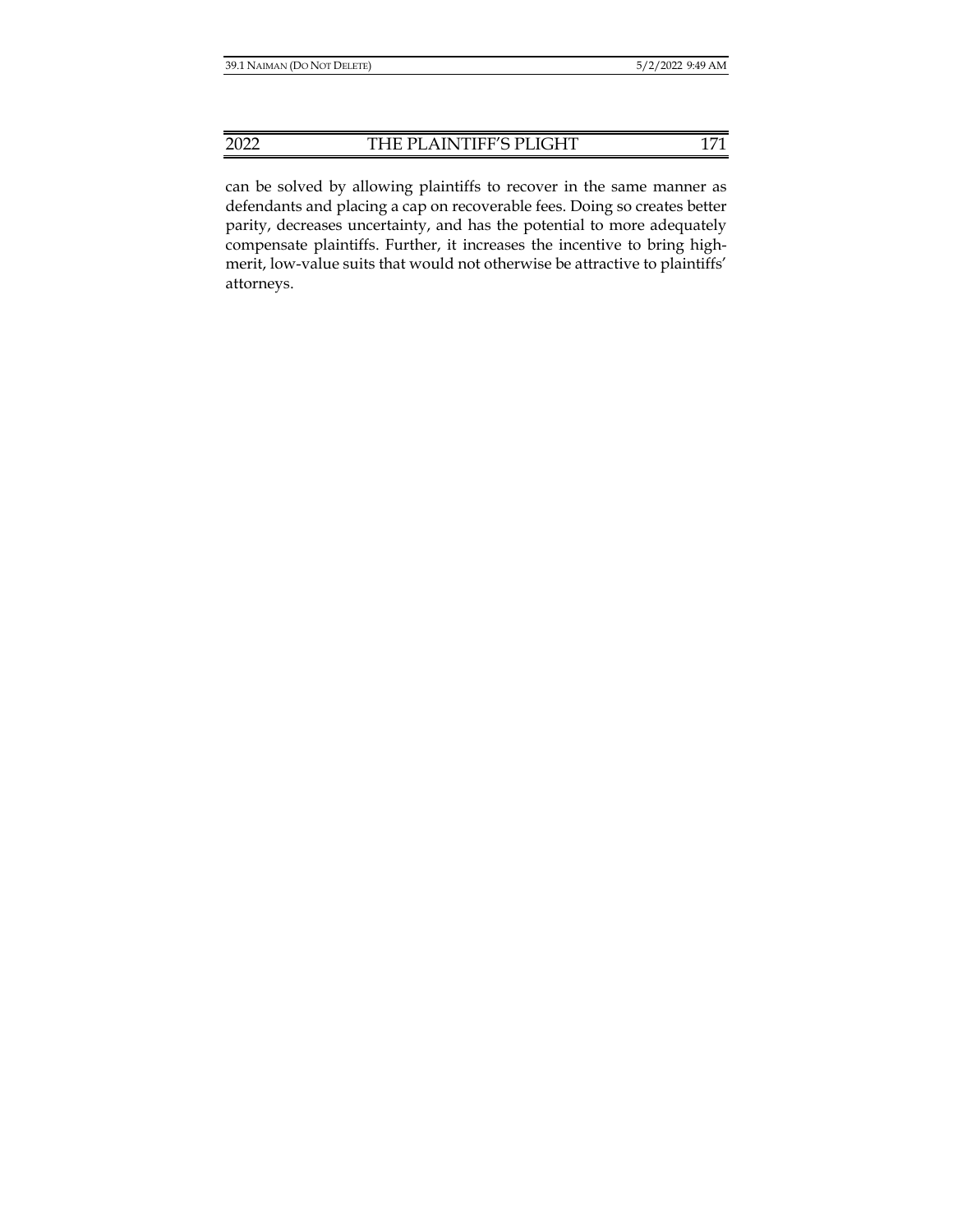can be solved by allowing plaintiffs to recover in the same manner as defendants and placing a cap on recoverable fees. Doing so creates better parity, decreases uncertainty, and has the potential to more adequately compensate plaintiffs. Further, it increases the incentive to bring high-merit, low-value suits that would not otherwise be attractive to plaintiffs' attorneys.